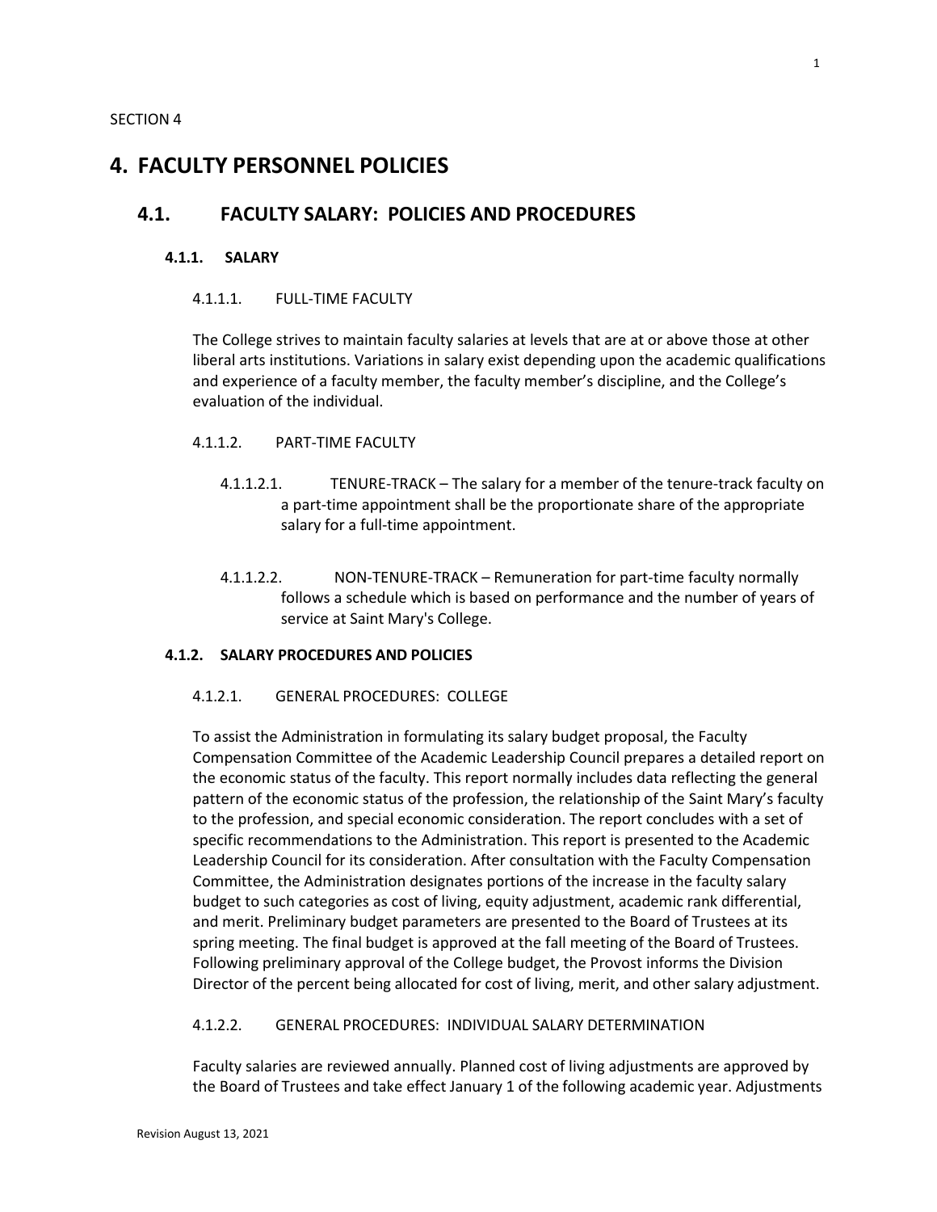SECTION 4

# 4. FACULTY PERSONNEL POLICIES

## 4.1. FACULTY SALARY: POLICIES AND PROCEDURES

### 4.1.1. SALARY

#### 4.1.1.1. FULL-TIME FACULTY

The College strives to maintain faculty salaries at levels that are at or above those at other liberal arts institutions. Variations in salary exist depending upon the academic qualifications and experience of a faculty member, the faculty member's discipline, and the College's evaluation of the individual.

#### 4.1.1.2. PART-TIME FACULTY

4.1.1.2.1. TENURE-TRACK – The salary for a member of the tenure-track faculty on a part-time appointment shall be the proportionate share of the appropriate salary for a full-time appointment.

4.1.1.2.2. NON-TENURE-TRACK – Remuneration for part-time faculty normally follows a schedule which is based on performance and the number of years of service at Saint Mary's College.

### 4.1.2. SALARY PROCEDURES AND POLICIES

#### 4.1.2.1. GENERAL PROCEDURES: COLLEGE

To assist the Administration in formulating its salary budget proposal, the Faculty Compensation Committee of the Academic Leadership Council prepares a detailed report on the economic status of the faculty. This report normally includes data reflecting the general pattern of the economic status of the profession, the relationship of the Saint Mary's faculty to the profession, and special economic consideration. The report concludes with a set of specific recommendations to the Administration. This report is presented to the Academic Leadership Council for its consideration. After consultation with the Faculty Compensation Committee, the Administration designates portions of the increase in the faculty salary budget to such categories as cost of living, equity adjustment, academic rank differential, and merit. Preliminary budget parameters are presented to the Board of Trustees at its spring meeting. The final budget is approved at the fall meeting of the Board of Trustees. Following preliminary approval of the College budget, the Provost informs the Division Director of the percent being allocated for cost of living, merit, and other salary adjustment.

#### 4.1.2.2. GENERAL PROCEDURES: INDIVIDUAL SALARY DETERMINATION

Faculty salaries are reviewed annually. Planned cost of living adjustments are approved by the Board of Trustees and take effect January 1 of the following academic year. Adjustments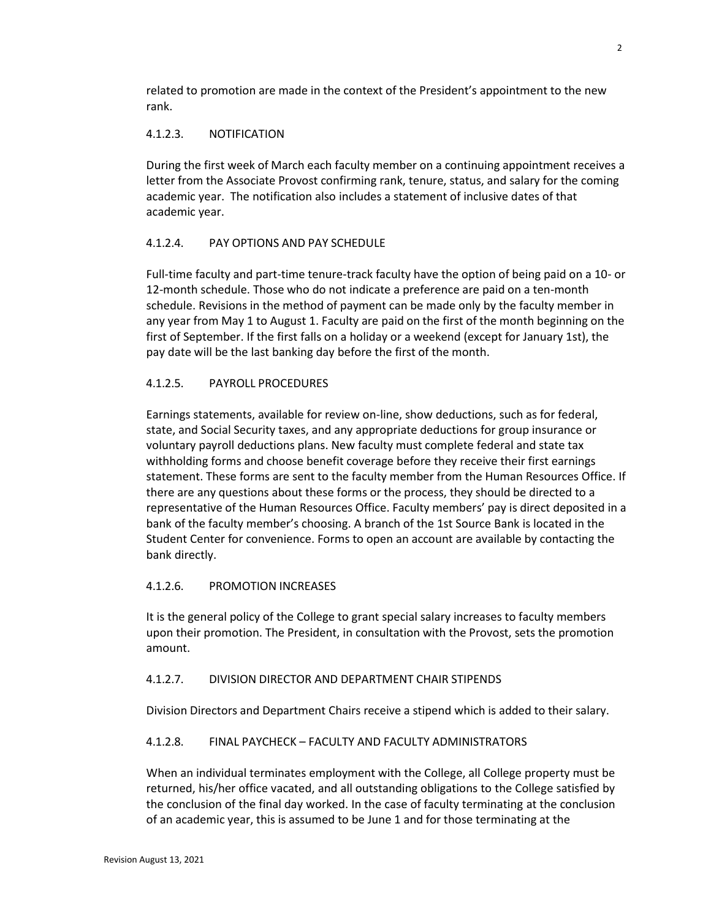related to promotion are made in the context of the President's appointment to the new rank.

#### 4.1.2.3. NOTIFICATION

During the first week of March each faculty member on a continuing appointment receives a letter from the Associate Provost confirming rank, tenure, status, and salary for the coming academic year. The notification also includes a statement of inclusive dates of that academic year.

#### 4.1.2.4. PAY OPTIONS AND PAY SCHEDULE

Full-time faculty and part-time tenure-track faculty have the option of being paid on a 10- or 12-month schedule. Those who do not indicate a preference are paid on a ten-month schedule. Revisions in the method of payment can be made only by the faculty member in any year from May 1 to August 1. Faculty are paid on the first of the month beginning on the first of September. If the first falls on a holiday or a weekend (except for January 1st), the pay date will be the last banking day before the first of the month.

#### 4.1.2.5. PAYROLL PROCEDURES

Earnings statements, available for review on-line, show deductions, such as for federal, state, and Social Security taxes, and any appropriate deductions for group insurance or voluntary payroll deductions plans. New faculty must complete federal and state tax withholding forms and choose benefit coverage before they receive their first earnings statement. These forms are sent to the faculty member from the Human Resources Office. If there are any questions about these forms or the process, they should be directed to a representative of the Human Resources Office. Faculty members' pay is direct deposited in a bank of the faculty member's choosing. A branch of the 1st Source Bank is located in the Student Center for convenience. Forms to open an account are available by contacting the bank directly.

#### 4.1.2.6. PROMOTION INCREASES

It is the general policy of the College to grant special salary increases to faculty members upon their promotion. The President, in consultation with the Provost, sets the promotion amount.

#### 4.1.2.7. DIVISION DIRECTOR AND DEPARTMENT CHAIR STIPENDS

Division Directors and Department Chairs receive a stipend which is added to their salary.

#### 4.1.2.8. FINAL PAYCHECK – FACULTY AND FACULTY ADMINISTRATORS

When an individual terminates employment with the College, all College property must be returned, his/her office vacated, and all outstanding obligations to the College satisfied by the conclusion of the final day worked. In the case of faculty terminating at the conclusion of an academic year, this is assumed to be June 1 and for those terminating at the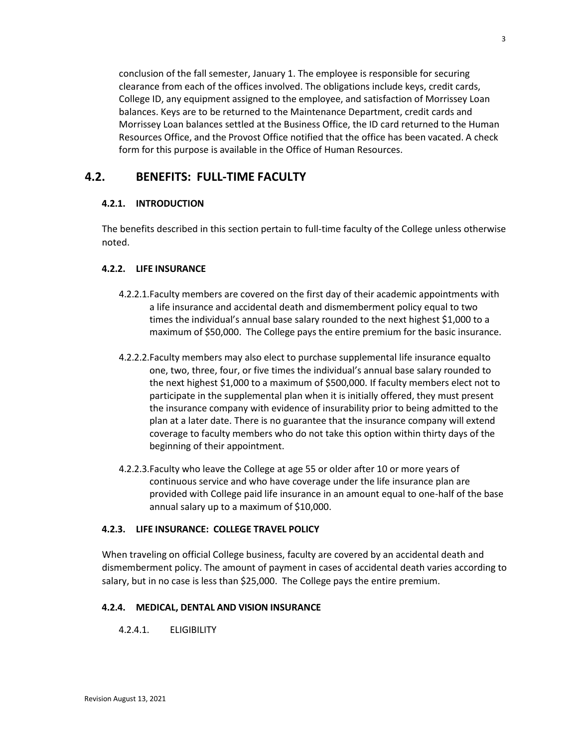conclusion of the fall semester, January 1. The employee is responsible for securing clearance from each of the offices involved. The obligations include keys, credit cards, College ID, any equipment assigned to the employee, and satisfaction of Morrissey Loan balances. Keys are to be returned to the Maintenance Department, credit cards and Morrissey Loan balances settled at the Business Office, the ID card returned to the Human Resources Office, and the Provost Office notified that the office has been vacated. A check form for this purpose is available in the Office of Human Resources.

## 4.2. BENEFITS: FULL-TIME FACULTY

### 4.2.1. INTRODUCTION

The benefits described in this section pertain to full-time faculty of the College unless otherwise noted.

### 4.2.2. LIFE INSURANCE

4.2.2.1. Faculty members are covered on the first day of their academic appointments with a life insurance and accidental death and dismemberment policy equal to two times the individual's annual base salary rounded to the next highest $1,000 to a maximum of $50,000. The College pays the entire premium for the basic insurance.

4.2.2.2. Faculty members may also elect to purchase supplemental life insurance equalto one, two, three, four, or five times the individual's annual base salary rounded to the next highest $1,000 to a maximum of $500,000. If faculty members elect not to participate in the supplemental plan when it is initially offered, they must present the insurance company with evidence of insurability prior to being admitted to the plan at a later date. There is no guarantee that the insurance company will extend coverage to faculty members who do not take this option within thirty days of the beginning of their appointment.

4.2.2.3. Faculty who leave the College at age 55 or older after 10 or more years of continuous service and who have coverage under the life insurance plan are provided with College paid life insurance in an amount equal to one-half of the base annual salary up to a maximum of $10,000.

### 4.2.3. LIFE INSURANCE: COLLEGE TRAVEL POLICY

When traveling on official College business, faculty are covered by an accidental death and dismemberment policy. The amount of payment in cases of accidental death varies according to salary, but in no case is less than $25,000. The College pays the entire premium.

### 4.2.4. MEDICAL, DENTAL AND VISION INSURANCE

4.2.4.1. ELIGIBILITY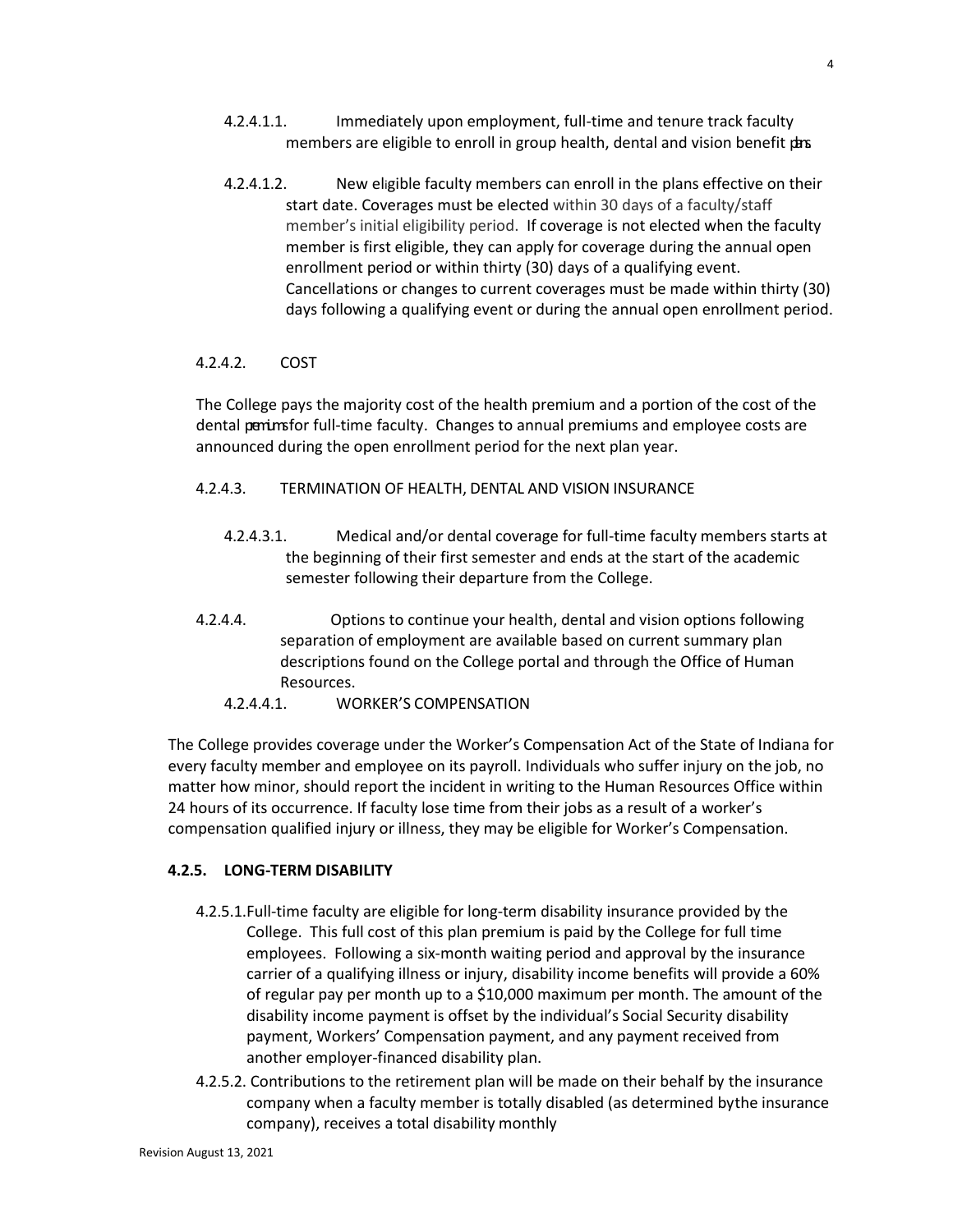4.2.4.1.1. Immediately upon employment, full-time and tenure track faculty members are eligible to enroll in group health, dental and vision benefit plans

4.2.4.1.2. New eligible faculty members can enroll in the plans effective on their start date. Coverages must be elected within 30 days of a faculty/staff member's initial eligibility period. If coverage is not elected when the faculty member is first eligible, they can apply for coverage during the annual open enrollment period or within thirty (30) days of a qualifying event. Cancellations or changes to current coverages must be made within thirty (30) days following a qualifying event or during the annual open enrollment period.

4.2.4.2. COST

The College pays the majority cost of the health premium and a portion of the cost of the dental premiums for full-time faculty. Changes to annual premiums and employee costs are announced during the open enrollment period for the next plan year.

4.2.4.3. TERMINATION OF HEALTH, DENTAL AND VISION INSURANCE

4.2.4.3.1. Medical and/or dental coverage for full-time faculty members starts at the beginning of their first semester and ends at the start of the academic semester following their departure from the College.

4.2.4.4. Options to continue your health, dental and vision options following separation of employment are available based on current summary plan descriptions found on the College portal and through the Office of Human Resources.

4.2.4.4.1. WORKER'S COMPENSATION

The College provides coverage under the Worker's Compensation Act of the State of Indiana for every faculty member and employee on its payroll. Individuals who suffer injury on the job, no matter how minor, should report the incident in writing to the Human Resources Office within 24 hours of its occurrence. If faculty lose time from their jobs as a result of a worker's compensation qualified injury or illness, they may be eligible for Worker's Compensation.

### 4.2.5. LONG-TERM DISABILITY

4.2.5.1. Full-time faculty are eligible for long-term disability insurance provided by the College. This full cost of this plan premium is paid by the College for full time employees. Following a six-month waiting period and approval by the insurance carrier of a qualifying illness or injury, disability income benefits will provide a 60% of regular pay per month up to a $10,000 maximum per month. The amount of the disability income payment is offset by the individual's Social Security disability payment, Workers' Compensation payment, and any payment received from another employer-financed disability plan.

4.2.5.2. Contributions to the retirement plan will be made on their behalf by the insurance company when a faculty member is totally disabled (as determined bythe insurance company), receives a total disability monthly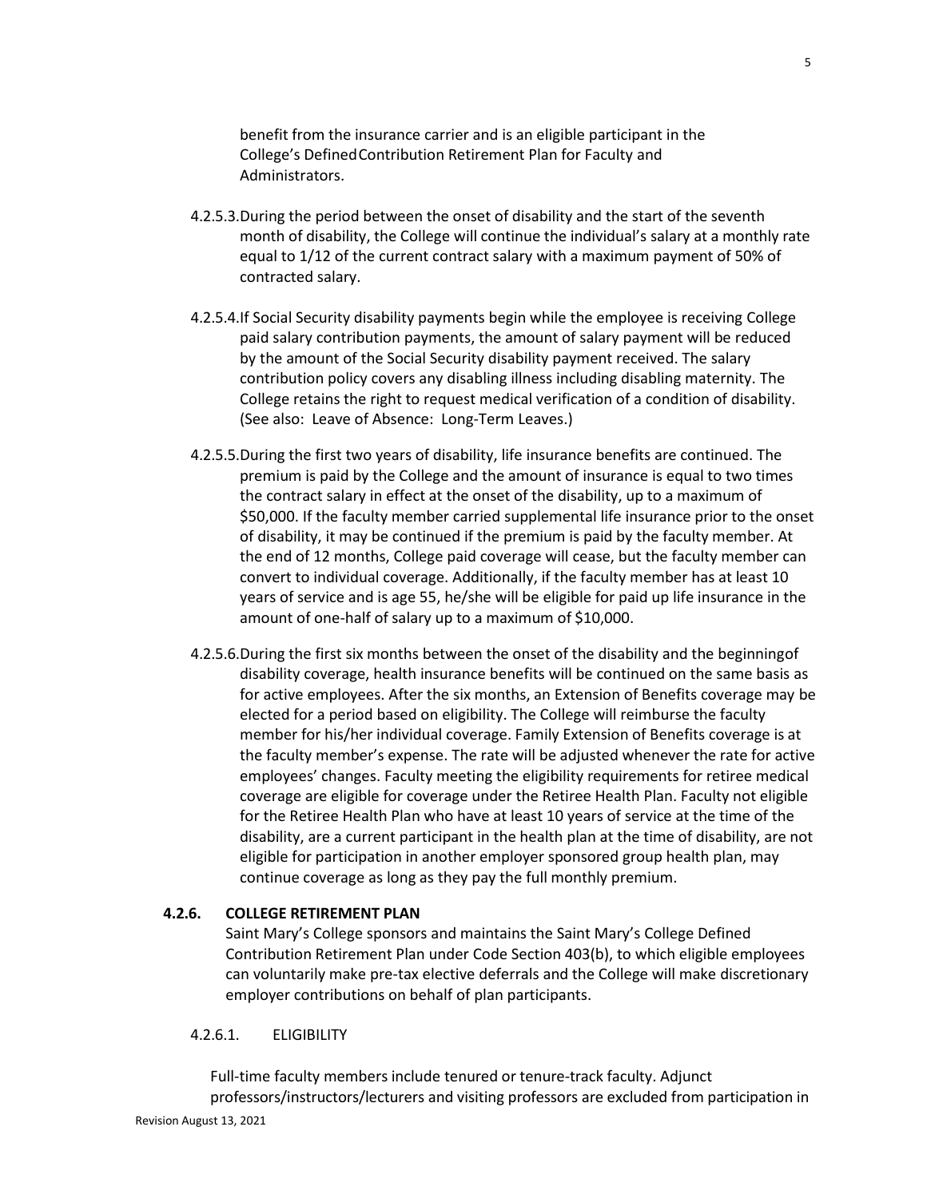benefit from the insurance carrier and is an eligible participant in the College's Defined Contribution Retirement Plan for Faculty and Administrators.

4.2.5.3. During the period between the onset of disability and the start of the seventh month of disability, the College will continue the individual's salary at a monthly rate equal to 1/12 of the current contract salary with a maximum payment of 50% of contracted salary.

4.2.5.4. If Social Security disability payments begin while the employee is receiving College paid salary contribution payments, the amount of salary payment will be reduced by the amount of the Social Security disability payment received. The salary contribution policy covers any disabling illness including disabling maternity. The College retains the right to request medical verification of a condition of disability. (See also: Leave of Absence: Long-Term Leaves.)

4.2.5.5. During the first two years of disability, life insurance benefits are continued. The premium is paid by the College and the amount of insurance is equal to two times the contract salary in effect at the onset of the disability, up to a maximum of $50,000. If the faculty member carried supplemental life insurance prior to the onset of disability, it may be continued if the premium is paid by the faculty member. At the end of 12 months, College paid coverage will cease, but the faculty member can convert to individual coverage. Additionally, if the faculty member has at least 10 years of service and is age 55, he/she will be eligible for paid up life insurance in the amount of one-half of salary up to a maximum of $10,000.

4.2.5.6. During the first six months between the onset of the disability and the beginning of disability coverage, health insurance benefits will be continued on the same basis as for active employees. After the six months, an Extension of Benefits coverage may be elected for a period based on eligibility. The College will reimburse the faculty member for his/her individual coverage. Family Extension of Benefits coverage is at the faculty member's expense. The rate will be adjusted whenever the rate for active employees' changes. Faculty meeting the eligibility requirements for retiree medical coverage are eligible for coverage under the Retiree Health Plan. Faculty not eligible for the Retiree Health Plan who have at least 10 years of service at the time of the disability, are a current participant in the health plan at the time of disability, are not eligible for participation in another employer sponsored group health plan, may continue coverage as long as they pay the full monthly premium.

### 4.2.6. COLLEGE RETIREMENT PLAN

Saint Mary's College sponsors and maintains the Saint Mary's College Defined Contribution Retirement Plan under Code Section 403(b), to which eligible employees can voluntarily make pre-tax elective deferrals and the College will make discretionary employer contributions on behalf of plan participants.

#### 4.2.6.1. ELIGIBILITY

Full-time faculty members include tenured or tenure-track faculty. Adjunct professors/instructors/lecturers and visiting professors are excluded from participation in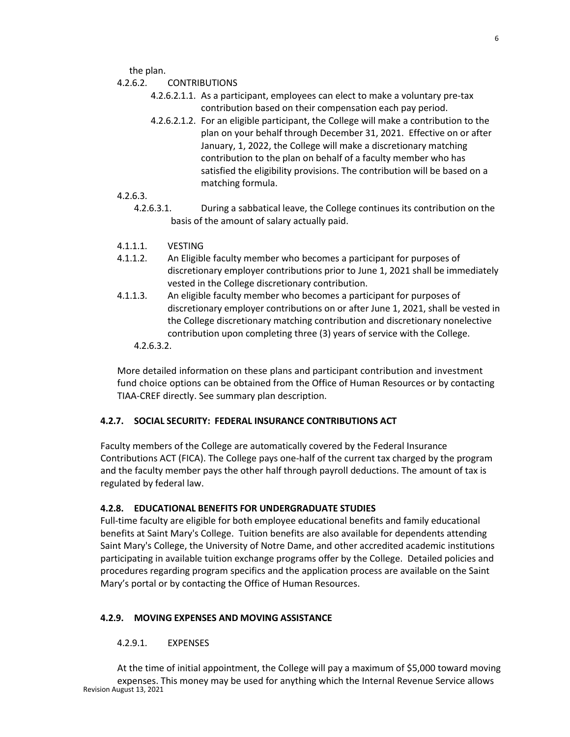the plan.

4.2.6.2. CONTRIBUTIONS

4.2.6.2.1.1. As a participant, employees can elect to make a voluntary pre-tax contribution based on their compensation each pay period.

4.2.6.2.1.2. For an eligible participant, the College will make a contribution to the plan on your behalf through December 31, 2021. Effective on or after January, 1, 2022, the College will make a discretionary matching contribution to the plan on behalf of a faculty member who has satisfied the eligibility provisions. The contribution will be based on a matching formula.

4.2.6.3.

4.2.6.3.1. During a sabbatical leave, the College continues its contribution on the basis of the amount of salary actually paid.

4.1.1.1. VESTING

4.1.1.2. An Eligible faculty member who becomes a participant for purposes of discretionary employer contributions prior to June 1, 2021 shall be immediately vested in the College discretionary contribution.

4.1.1.3. An eligible faculty member who becomes a participant for purposes of discretionary employer contributions on or after June 1, 2021, shall be vested in the College discretionary matching contribution and discretionary nonelective contribution upon completing three (3) years of service with the College.

4.2.6.3.2.

More detailed information on these plans and participant contribution and investment fund choice options can be obtained from the Office of Human Resources or by contacting TIAA-CREF directly. See summary plan description.

### 4.2.7. SOCIAL SECURITY: FEDERAL INSURANCE CONTRIBUTIONS ACT

Faculty members of the College are automatically covered by the Federal Insurance Contributions ACT (FICA). The College pays one-half of the current tax charged by the program and the faculty member pays the other half through payroll deductions. The amount of tax is regulated by federal law.

### 4.2.8. EDUCATIONAL BENEFITS FOR UNDERGRADUATE STUDIES

Full-time faculty are eligible for both employee educational benefits and family educational benefits at Saint Mary's College. Tuition benefits are also available for dependents attending Saint Mary's College, the University of Notre Dame, and other accredited academic institutions participating in available tuition exchange programs offer by the College. Detailed policies and procedures regarding program specifics and the application process are available on the Saint Mary's portal or by contacting the Office of Human Resources.

### 4.2.9. MOVING EXPENSES AND MOVING ASSISTANCE

4.2.9.1. EXPENSES

At the time of initial appointment, the College will pay a maximum of $5,000 toward moving expenses. This money may be used for anything which the Internal Revenue Service allows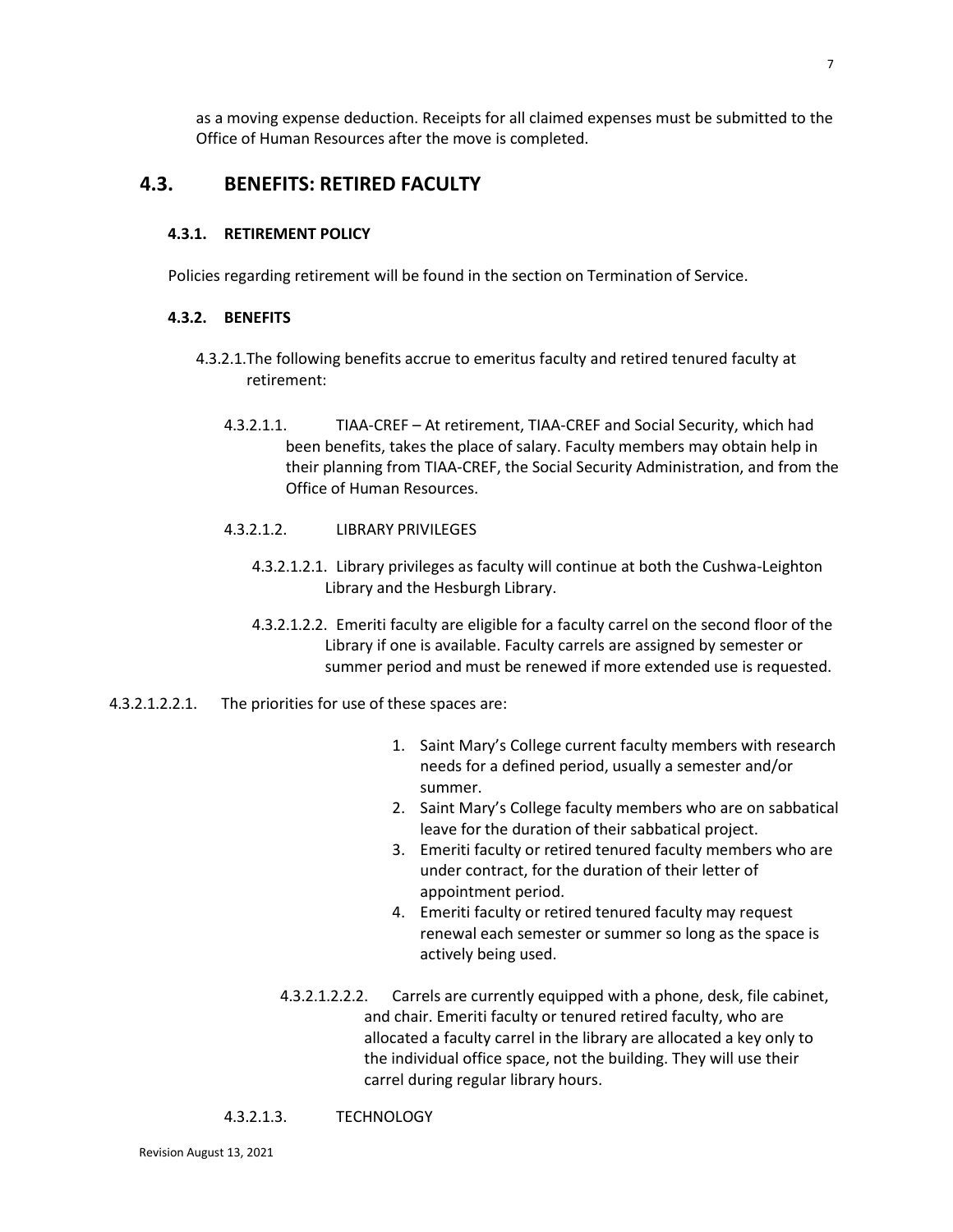as a moving expense deduction. Receipts for all claimed expenses must be submitted to the Office of Human Resources after the move is completed.

## 4.3. BENEFITS: RETIRED FACULTY

### 4.3.1. RETIREMENT POLICY

Policies regarding retirement will be found in the section on Termination of Service.

### 4.3.2. BENEFITS

4.3.2.1. The following benefits accrue to emeritus faculty and retired tenured faculty at retirement:

4.3.2.1.1. TIAA-CREF – At retirement, TIAA-CREF and Social Security, which had been benefits, takes the place of salary. Faculty members may obtain help in their planning from TIAA-CREF, the Social Security Administration, and from the Office of Human Resources.

4.3.2.1.2. LIBRARY PRIVILEGES

4.3.2.1.2.1. Library privileges as faculty will continue at both the Cushwa-Leighton Library and the Hesburgh Library.

4.3.2.1.2.2. Emeriti faculty are eligible for a faculty carrel on the second floor of the Library if one is available. Faculty carrels are assigned by semester or summer period and must be renewed if more extended use is requested.

4.3.2.1.2.2.1. The priorities for use of these spaces are:

1. Saint Mary's College current faculty members with research needs for a defined period, usually a semester and/or summer.
2. Saint Mary's College faculty members who are on sabbatical leave for the duration of their sabbatical project.
3. Emeriti faculty or retired tenured faculty members who are under contract, for the duration of their letter of appointment period.
4. Emeriti faculty or retired tenured faculty may request renewal each semester or summer so long as the space is actively being used.

4.3.2.1.2.2.2. Carrels are currently equipped with a phone, desk, file cabinet, and chair. Emeriti faculty or tenured retired faculty, who are allocated a faculty carrel in the library are allocated a key only to the individual office space, not the building. They will use their carrel during regular library hours.

4.3.2.1.3. TECHNOLOGY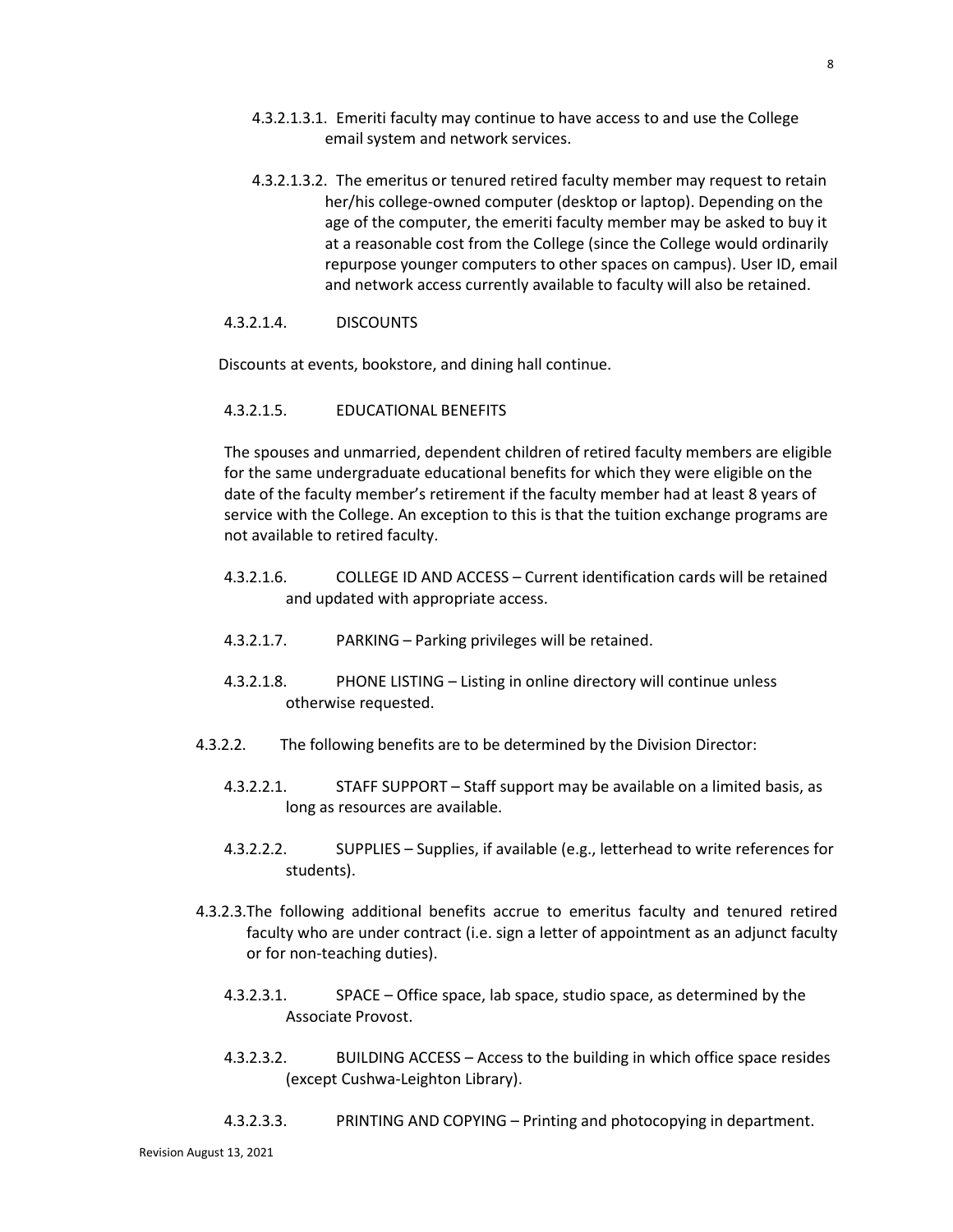4.3.2.1.3.1. Emeriti faculty may continue to have access to and use the College email system and network services.

4.3.2.1.3.2. The emeritus or tenured retired faculty member may request to retain her/his college-owned computer (desktop or laptop). Depending on the age of the computer, the emeriti faculty member may be asked to buy it at a reasonable cost from the College (since the College would ordinarily repurpose younger computers to other spaces on campus). User ID, email and network access currently available to faculty will also be retained.

4.3.2.1.4. DISCOUNTS

Discounts at events, bookstore, and dining hall continue.

4.3.2.1.5. EDUCATIONAL BENEFITS

The spouses and unmarried, dependent children of retired faculty members are eligible for the same undergraduate educational benefits for which they were eligible on the date of the faculty member's retirement if the faculty member had at least 8 years of service with the College. An exception to this is that the tuition exchange programs are not available to retired faculty.

4.3.2.1.6. COLLEGE ID AND ACCESS – Current identification cards will be retained and updated with appropriate access.

4.3.2.1.7. PARKING – Parking privileges will be retained.

4.3.2.1.8. PHONE LISTING – Listing in online directory will continue unless otherwise requested.

4.3.2.2. The following benefits are to be determined by the Division Director:

4.3.2.2.1. STAFF SUPPORT – Staff support may be available on a limited basis, as long as resources are available.

4.3.2.2.2. SUPPLIES – Supplies, if available (e.g., letterhead to write references for students).

4.3.2.3. The following additional benefits accrue to emeritus faculty and tenured retired faculty who are under contract (i.e. sign a letter of appointment as an adjunct faculty or for non-teaching duties).

4.3.2.3.1. SPACE – Office space, lab space, studio space, as determined by the Associate Provost.

4.3.2.3.2. BUILDING ACCESS – Access to the building in which office space resides (except Cushwa-Leighton Library).

4.3.2.3.3. PRINTING AND COPYING – Printing and photocopying in department.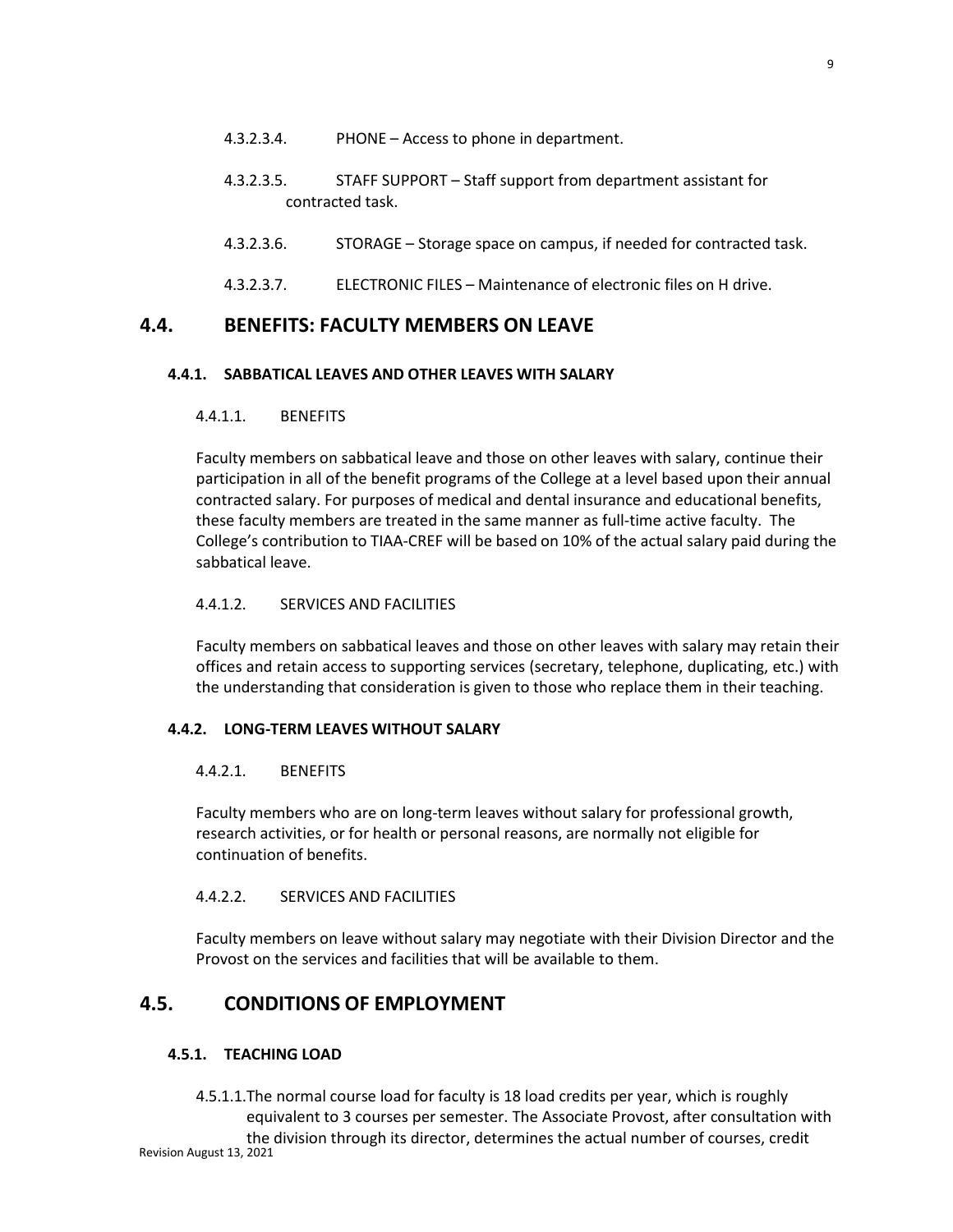4.3.2.3.4. PHONE – Access to phone in department.

4.3.2.3.5. STAFF SUPPORT – Staff support from department assistant for contracted task.

4.3.2.3.6. STORAGE – Storage space on campus, if needed for contracted task.

4.3.2.3.7. ELECTRONIC FILES – Maintenance of electronic files on H drive.

## 4.4. BENEFITS: FACULTY MEMBERS ON LEAVE

### 4.4.1. SABBATICAL LEAVES AND OTHER LEAVES WITH SALARY

4.4.1.1. BENEFITS

Faculty members on sabbatical leave and those on other leaves with salary, continue their participation in all of the benefit programs of the College at a level based upon their annual contracted salary. For purposes of medical and dental insurance and educational benefits, these faculty members are treated in the same manner as full-time active faculty. The College's contribution to TIAA-CREF will be based on 10% of the actual salary paid during the sabbatical leave.

4.4.1.2. SERVICES AND FACILITIES

Faculty members on sabbatical leaves and those on other leaves with salary may retain their offices and retain access to supporting services (secretary, telephone, duplicating, etc.) with the understanding that consideration is given to those who replace them in their teaching.

### 4.4.2. LONG-TERM LEAVES WITHOUT SALARY

4.4.2.1. BENEFITS

Faculty members who are on long-term leaves without salary for professional growth, research activities, or for health or personal reasons, are normally not eligible for continuation of benefits.

4.4.2.2. SERVICES AND FACILITIES

Faculty members on leave without salary may negotiate with their Division Director and the Provost on the services and facilities that will be available to them.

## 4.5. CONDITIONS OF EMPLOYMENT

### 4.5.1. TEACHING LOAD

4.5.1.1. The normal course load for faculty is 18 load credits per year, which is roughly equivalent to 3 courses per semester. The Associate Provost, after consultation with the division through its director, determines the actual number of courses, credit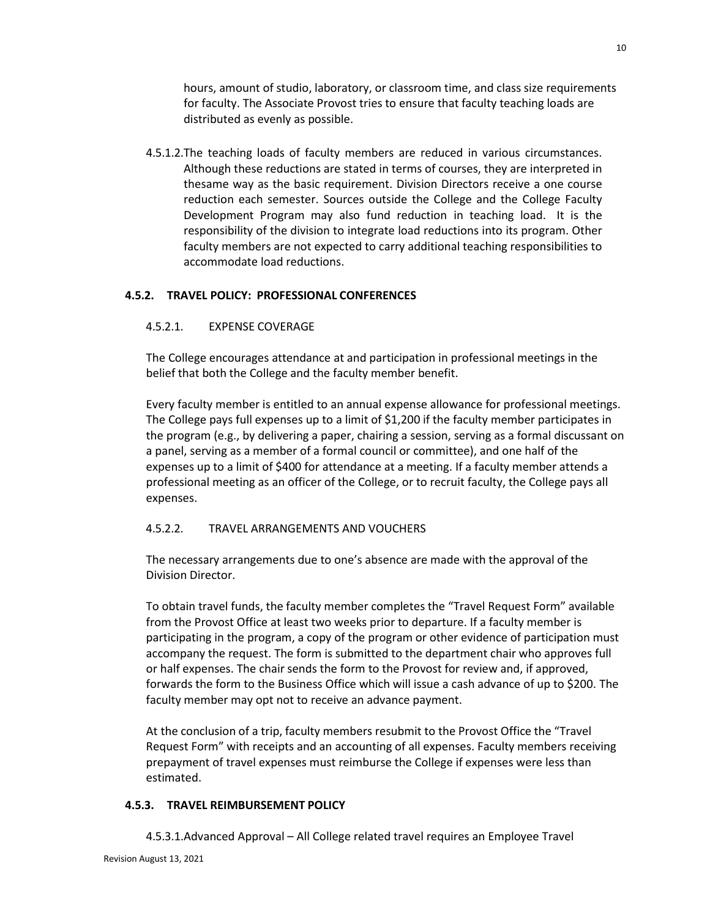hours, amount of studio, laboratory, or classroom time, and class size requirements for faculty. The Associate Provost tries to ensure that faculty teaching loads are distributed as evenly as possible.

4.5.1.2. The teaching loads of faculty members are reduced in various circumstances. Although these reductions are stated in terms of courses, they are interpreted in thesame way as the basic requirement. Division Directors receive a one course reduction each semester. Sources outside the College and the College Faculty Development Program may also fund reduction in teaching load. It is the responsibility of the division to integrate load reductions into its program. Other faculty members are not expected to carry additional teaching responsibilities to accommodate load reductions.

### 4.5.2. TRAVEL POLICY: PROFESSIONAL CONFERENCES

#### 4.5.2.1. EXPENSE COVERAGE

The College encourages attendance at and participation in professional meetings in the belief that both the College and the faculty member benefit.

Every faculty member is entitled to an annual expense allowance for professional meetings. The College pays full expenses up to a limit of $1,200 if the faculty member participates in the program (e.g., by delivering a paper, chairing a session, serving as a formal discussant on a panel, serving as a member of a formal council or committee), and one half of the expenses up to a limit of $400 for attendance at a meeting. If a faculty member attends a professional meeting as an officer of the College, or to recruit faculty, the College pays all expenses.

#### 4.5.2.2. TRAVEL ARRANGEMENTS AND VOUCHERS

The necessary arrangements due to one's absence are made with the approval of the Division Director.

To obtain travel funds, the faculty member completes the "Travel Request Form" available from the Provost Office at least two weeks prior to departure. If a faculty member is participating in the program, a copy of the program or other evidence of participation must accompany the request. The form is submitted to the department chair who approves full or half expenses. The chair sends the form to the Provost for review and, if approved, forwards the form to the Business Office which will issue a cash advance of up to $200. The faculty member may opt not to receive an advance payment.

At the conclusion of a trip, faculty members resubmit to the Provost Office the "Travel Request Form" with receipts and an accounting of all expenses. Faculty members receiving prepayment of travel expenses must reimburse the College if expenses were less than estimated.

### 4.5.3. TRAVEL REIMBURSEMENT POLICY

4.5.3.1. Advanced Approval – All College related travel requires an Employee Travel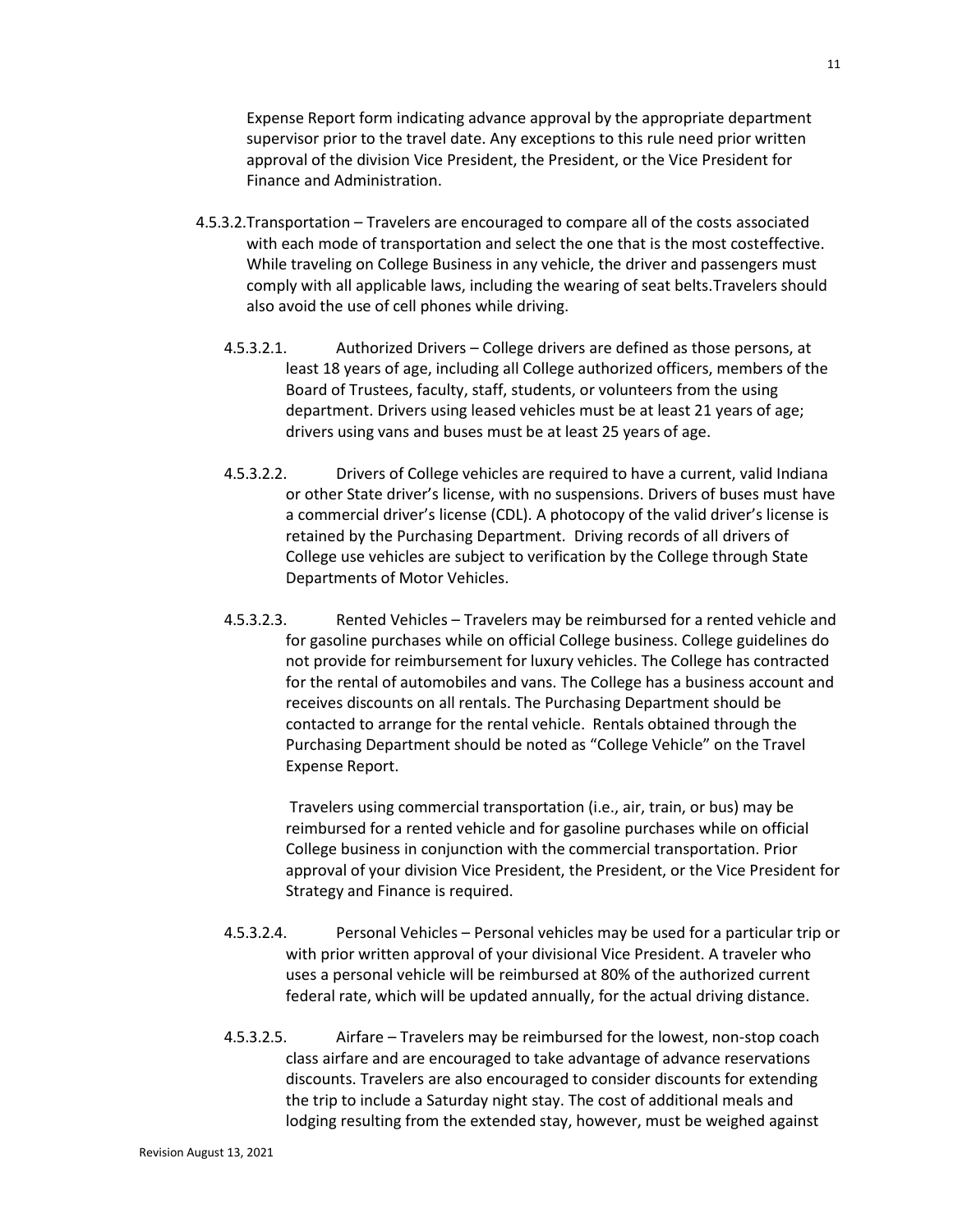Expense Report form indicating advance approval by the appropriate department supervisor prior to the travel date. Any exceptions to this rule need prior written approval of the division Vice President, the President, or the Vice President for Finance and Administration.

4.5.3.2. Transportation – Travelers are encouraged to compare all of the costs associated with each mode of transportation and select the one that is the most costeffective. While traveling on College Business in any vehicle, the driver and passengers must comply with all applicable laws, including the wearing of seat belts.Travelers should also avoid the use of cell phones while driving.

4.5.3.2.1. Authorized Drivers – College drivers are defined as those persons, at least 18 years of age, including all College authorized officers, members of the Board of Trustees, faculty, staff, students, or volunteers from the using department. Drivers using leased vehicles must be at least 21 years of age; drivers using vans and buses must be at least 25 years of age.

4.5.3.2.2. Drivers of College vehicles are required to have a current, valid Indiana or other State driver's license, with no suspensions. Drivers of buses must have a commercial driver's license (CDL). A photocopy of the valid driver's license is retained by the Purchasing Department. Driving records of all drivers of College use vehicles are subject to verification by the College through State Departments of Motor Vehicles.

4.5.3.2.3. Rented Vehicles – Travelers may be reimbursed for a rented vehicle and for gasoline purchases while on official College business. College guidelines do not provide for reimbursement for luxury vehicles. The College has contracted for the rental of automobiles and vans. The College has a business account and receives discounts on all rentals. The Purchasing Department should be contacted to arrange for the rental vehicle. Rentals obtained through the Purchasing Department should be noted as "College Vehicle" on the Travel Expense Report.

Travelers using commercial transportation (i.e., air, train, or bus) may be reimbursed for a rented vehicle and for gasoline purchases while on official College business in conjunction with the commercial transportation. Prior approval of your division Vice President, the President, or the Vice President for Strategy and Finance is required.

4.5.3.2.4. Personal Vehicles – Personal vehicles may be used for a particular trip or with prior written approval of your divisional Vice President. A traveler who uses a personal vehicle will be reimbursed at 80% of the authorized current federal rate, which will be updated annually, for the actual driving distance.

4.5.3.2.5. Airfare – Travelers may be reimbursed for the lowest, non-stop coach class airfare and are encouraged to take advantage of advance reservations discounts. Travelers are also encouraged to consider discounts for extending the trip to include a Saturday night stay. The cost of additional meals and lodging resulting from the extended stay, however, must be weighed against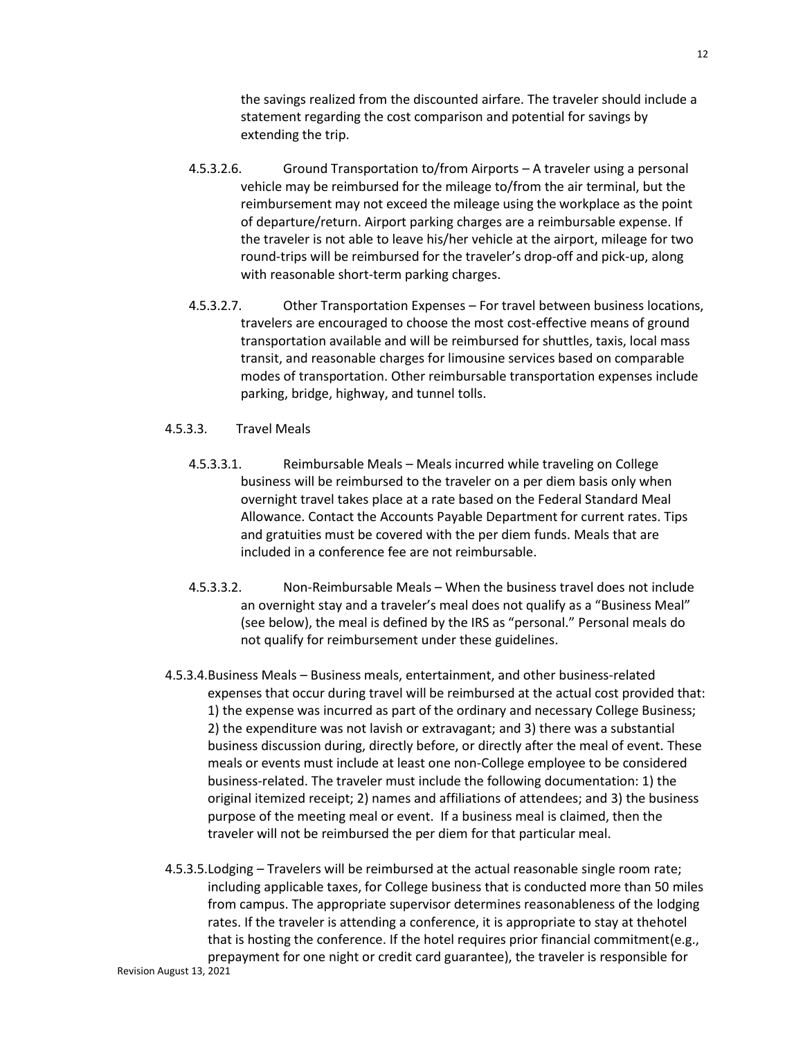the savings realized from the discounted airfare. The traveler should include a statement regarding the cost comparison and potential for savings by extending the trip.

4.5.3.2.6. Ground Transportation to/from Airports – A traveler using a personal vehicle may be reimbursed for the mileage to/from the air terminal, but the reimbursement may not exceed the mileage using the workplace as the point of departure/return. Airport parking charges are a reimbursable expense. If the traveler is not able to leave his/her vehicle at the airport, mileage for two round-trips will be reimbursed for the traveler's drop-off and pick-up, along with reasonable short-term parking charges.

4.5.3.2.7. Other Transportation Expenses – For travel between business locations, travelers are encouraged to choose the most cost-effective means of ground transportation available and will be reimbursed for shuttles, taxis, local mass transit, and reasonable charges for limousine services based on comparable modes of transportation. Other reimbursable transportation expenses include parking, bridge, highway, and tunnel tolls.

4.5.3.3. Travel Meals

4.5.3.3.1. Reimbursable Meals – Meals incurred while traveling on College business will be reimbursed to the traveler on a per diem basis only when overnight travel takes place at a rate based on the Federal Standard Meal Allowance. Contact the Accounts Payable Department for current rates. Tips and gratuities must be covered with the per diem funds. Meals that are included in a conference fee are not reimbursable.

4.5.3.3.2. Non-Reimbursable Meals – When the business travel does not include an overnight stay and a traveler's meal does not qualify as a "Business Meal" (see below), the meal is defined by the IRS as "personal." Personal meals do not qualify for reimbursement under these guidelines.

4.5.3.4. Business Meals – Business meals, entertainment, and other business-related expenses that occur during travel will be reimbursed at the actual cost provided that: 1) the expense was incurred as part of the ordinary and necessary College Business; 2) the expenditure was not lavish or extravagant; and 3) there was a substantial business discussion during, directly before, or directly after the meal of event. These meals or events must include at least one non-College employee to be considered business-related. The traveler must include the following documentation: 1) the original itemized receipt; 2) names and affiliations of attendees; and 3) the business purpose of the meeting meal or event. If a business meal is claimed, then the traveler will not be reimbursed the per diem for that particular meal.

4.5.3.5. Lodging – Travelers will be reimbursed at the actual reasonable single room rate; including applicable taxes, for College business that is conducted more than 50 miles from campus. The appropriate supervisor determines reasonableness of the lodging rates. If the traveler is attending a conference, it is appropriate to stay at thehotel that is hosting the conference. If the hotel requires prior financial commitment(e.g., prepayment for one night or credit card guarantee), the traveler is responsible for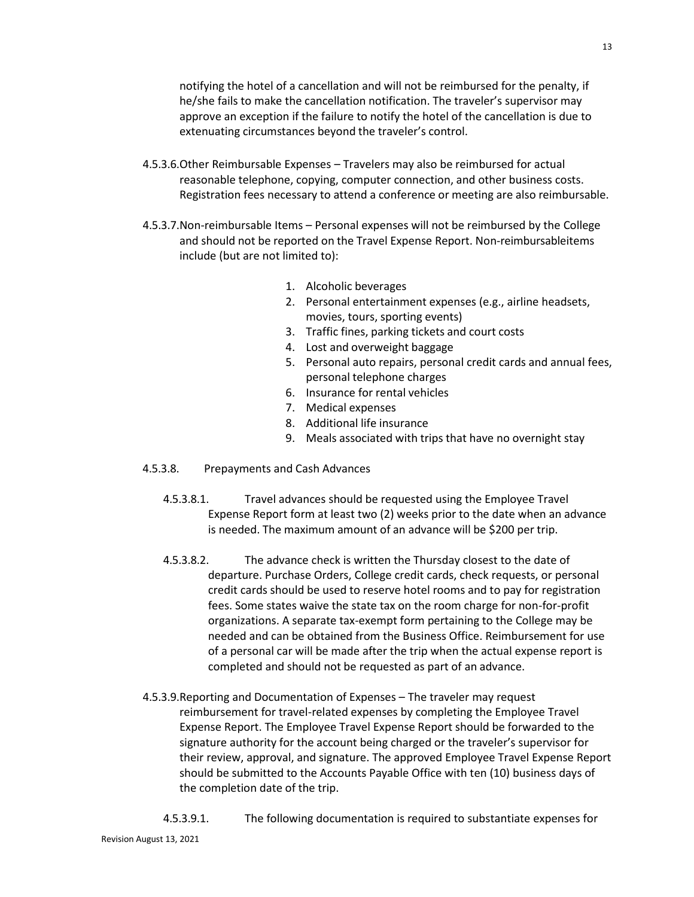notifying the hotel of a cancellation and will not be reimbursed for the penalty, if he/she fails to make the cancellation notification. The traveler's supervisor may approve an exception if the failure to notify the hotel of the cancellation is due to extenuating circumstances beyond the traveler's control.

4.5.3.6. Other Reimbursable Expenses – Travelers may also be reimbursed for actual reasonable telephone, copying, computer connection, and other business costs. Registration fees necessary to attend a conference or meeting are also reimbursable.

4.5.3.7. Non-reimbursable Items – Personal expenses will not be reimbursed by the College and should not be reported on the Travel Expense Report. Non-reimbursableitems include (but are not limited to):

1. Alcoholic beverages
2. Personal entertainment expenses (e.g., airline headsets, movies, tours, sporting events)
3. Traffic fines, parking tickets and court costs
4. Lost and overweight baggage
5. Personal auto repairs, personal credit cards and annual fees, personal telephone charges
6. Insurance for rental vehicles
7. Medical expenses
8. Additional life insurance
9. Meals associated with trips that have no overnight stay

4.5.3.8. Prepayments and Cash Advances

4.5.3.8.1. Travel advances should be requested using the Employee Travel Expense Report form at least two (2) weeks prior to the date when an advance is needed. The maximum amount of an advance will be $200 per trip.

4.5.3.8.2. The advance check is written the Thursday closest to the date of departure. Purchase Orders, College credit cards, check requests, or personal credit cards should be used to reserve hotel rooms and to pay for registration fees. Some states waive the state tax on the room charge for non-for-profit organizations. A separate tax-exempt form pertaining to the College may be needed and can be obtained from the Business Office. Reimbursement for use of a personal car will be made after the trip when the actual expense report is completed and should not be requested as part of an advance.

4.5.3.9. Reporting and Documentation of Expenses – The traveler may request reimbursement for travel-related expenses by completing the Employee Travel Expense Report. The Employee Travel Expense Report should be forwarded to the signature authority for the account being charged or the traveler's supervisor for their review, approval, and signature. The approved Employee Travel Expense Report should be submitted to the Accounts Payable Office with ten (10) business days of the completion date of the trip.

4.5.3.9.1. The following documentation is required to substantiate expenses for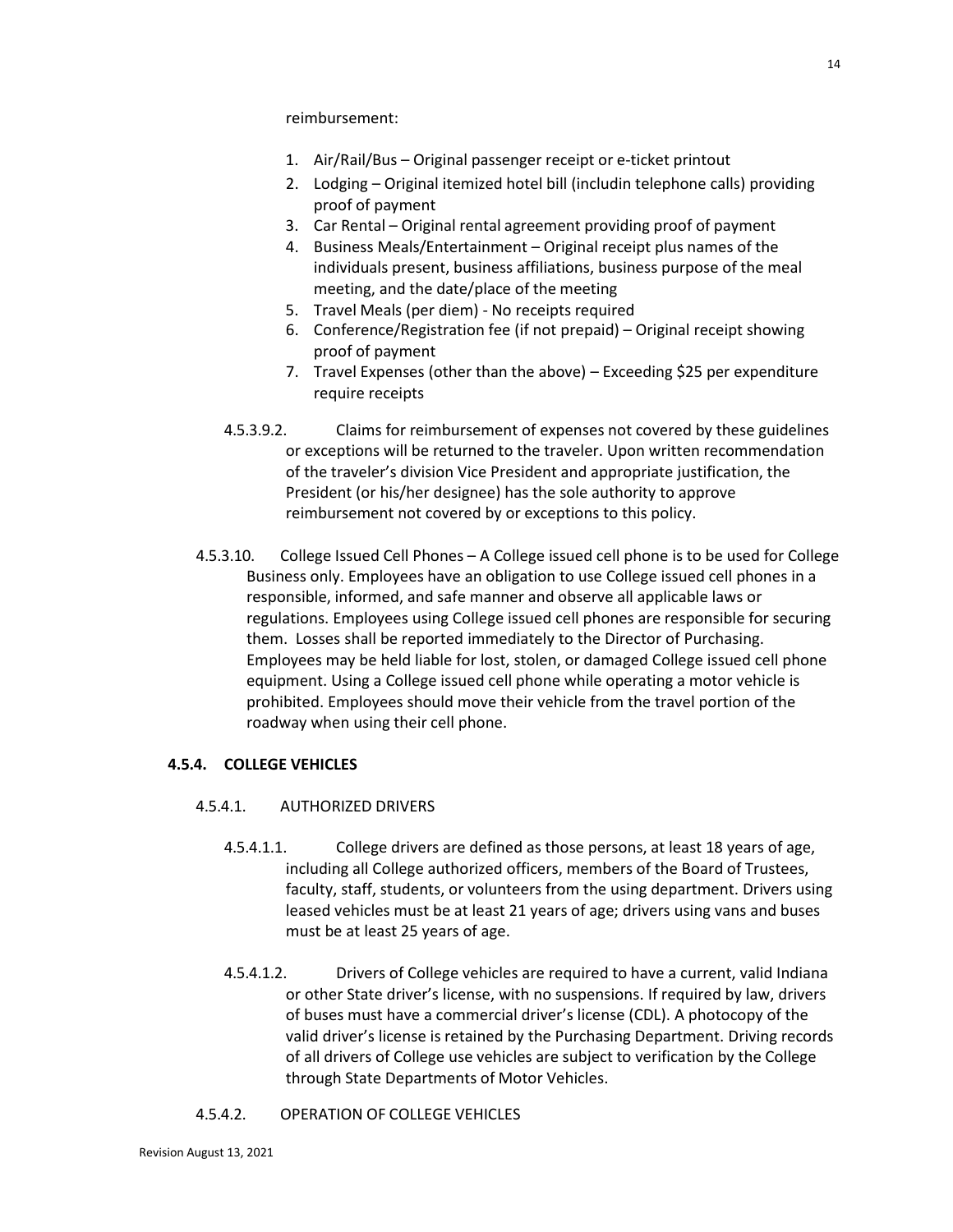reimbursement:

1. Air/Rail/Bus – Original passenger receipt or e-ticket printout
2. Lodging – Original itemized hotel bill (includin telephone calls) providing proof of payment
3. Car Rental – Original rental agreement providing proof of payment
4. Business Meals/Entertainment – Original receipt plus names of the individuals present, business affiliations, business purpose of the meal meeting, and the date/place of the meeting
5. Travel Meals (per diem) - No receipts required
6. Conference/Registration fee (if not prepaid) – Original receipt showing proof of payment
7. Travel Expenses (other than the above) – Exceeding $25 per expenditure require receipts

4.5.3.9.2. Claims for reimbursement of expenses not covered by these guidelines or exceptions will be returned to the traveler. Upon written recommendation of the traveler's division Vice President and appropriate justification, the President (or his/her designee) has the sole authority to approve reimbursement not covered by or exceptions to this policy.

4.5.3.10. College Issued Cell Phones – A College issued cell phone is to be used for College Business only. Employees have an obligation to use College issued cell phones in a responsible, informed, and safe manner and observe all applicable laws or regulations. Employees using College issued cell phones are responsible for securing them. Losses shall be reported immediately to the Director of Purchasing. Employees may be held liable for lost, stolen, or damaged College issued cell phone equipment. Using a College issued cell phone while operating a motor vehicle is prohibited. Employees should move their vehicle from the travel portion of the roadway when using their cell phone.

### 4.5.4. COLLEGE VEHICLES

#### 4.5.4.1. AUTHORIZED DRIVERS

4.5.4.1.1. College drivers are defined as those persons, at least 18 years of age, including all College authorized officers, members of the Board of Trustees, faculty, staff, students, or volunteers from the using department. Drivers using leased vehicles must be at least 21 years of age; drivers using vans and buses must be at least 25 years of age.

4.5.4.1.2. Drivers of College vehicles are required to have a current, valid Indiana or other State driver's license, with no suspensions. If required by law, drivers of buses must have a commercial driver's license (CDL). A photocopy of the valid driver's license is retained by the Purchasing Department. Driving records of all drivers of College use vehicles are subject to verification by the College through State Departments of Motor Vehicles.

#### 4.5.4.2. OPERATION OF COLLEGE VEHICLES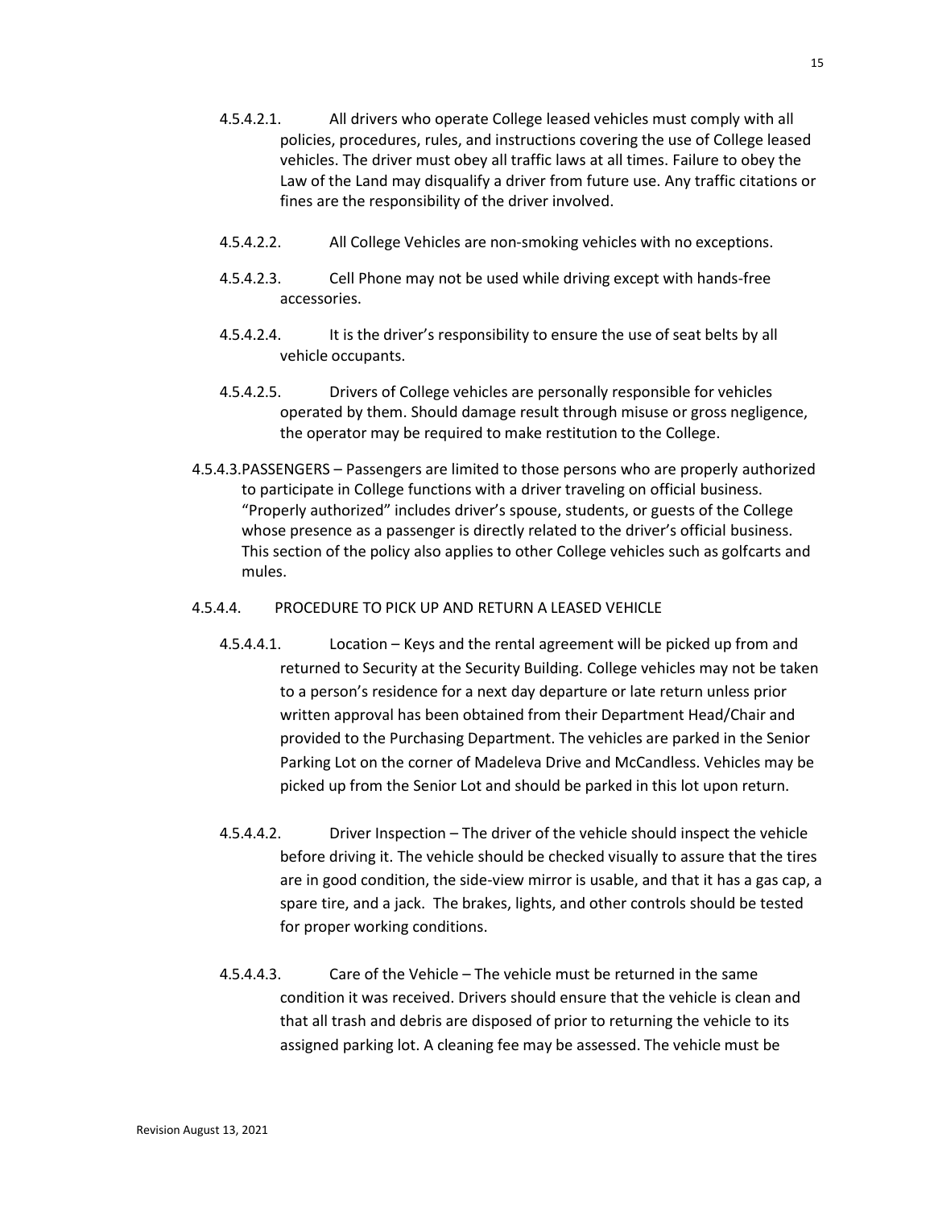4.5.4.2.1. All drivers who operate College leased vehicles must comply with all policies, procedures, rules, and instructions covering the use of College leased vehicles. The driver must obey all traffic laws at all times. Failure to obey the Law of the Land may disqualify a driver from future use. Any traffic citations or fines are the responsibility of the driver involved.

4.5.4.2.2. All College Vehicles are non-smoking vehicles with no exceptions.

4.5.4.2.3. Cell Phone may not be used while driving except with hands-free accessories.

4.5.4.2.4. It is the driver's responsibility to ensure the use of seat belts by all vehicle occupants.

4.5.4.2.5. Drivers of College vehicles are personally responsible for vehicles operated by them. Should damage result through misuse or gross negligence, the operator may be required to make restitution to the College.

4.5.4.3. PASSENGERS – Passengers are limited to those persons who are properly authorized to participate in College functions with a driver traveling on official business. "Properly authorized" includes driver's spouse, students, or guests of the College whose presence as a passenger is directly related to the driver's official business. This section of the policy also applies to other College vehicles such as golfcarts and mules.

4.5.4.4. PROCEDURE TO PICK UP AND RETURN A LEASED VEHICLE

4.5.4.4.1. Location – Keys and the rental agreement will be picked up from and returned to Security at the Security Building. College vehicles may not be taken to a person's residence for a next day departure or late return unless prior written approval has been obtained from their Department Head/Chair and provided to the Purchasing Department. The vehicles are parked in the Senior Parking Lot on the corner of Madeleva Drive and McCandless. Vehicles may be picked up from the Senior Lot and should be parked in this lot upon return.

4.5.4.4.2. Driver Inspection – The driver of the vehicle should inspect the vehicle before driving it. The vehicle should be checked visually to assure that the tires are in good condition, the side-view mirror is usable, and that it has a gas cap, a spare tire, and a jack. The brakes, lights, and other controls should be tested for proper working conditions.

4.5.4.4.3. Care of the Vehicle – The vehicle must be returned in the same condition it was received. Drivers should ensure that the vehicle is clean and that all trash and debris are disposed of prior to returning the vehicle to its assigned parking lot. A cleaning fee may be assessed. The vehicle must be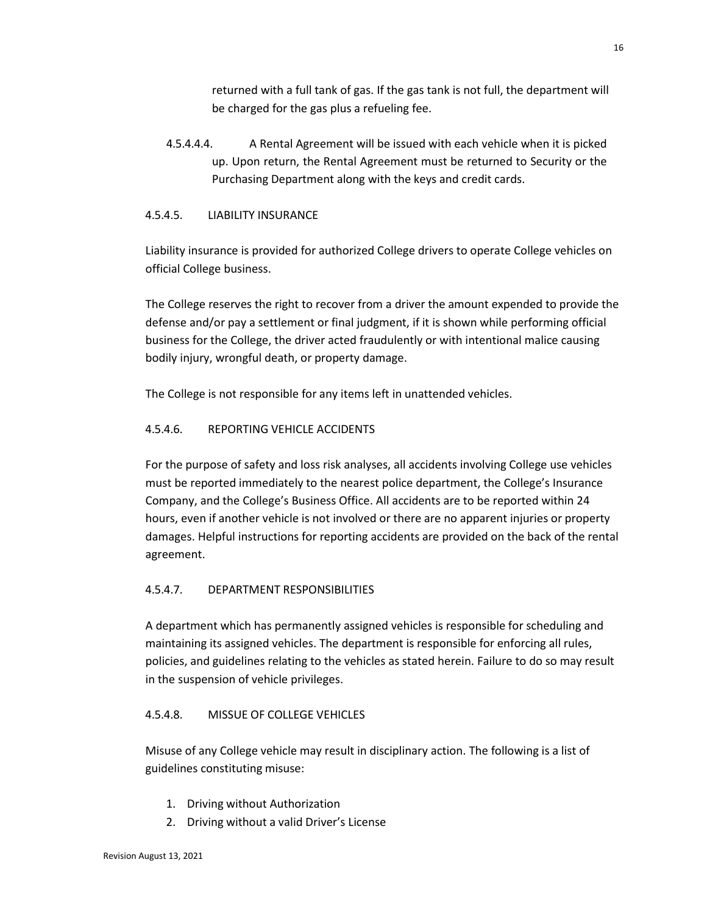returned with a full tank of gas. If the gas tank is not full, the department will be charged for the gas plus a refueling fee.

4.5.4.4.4. A Rental Agreement will be issued with each vehicle when it is picked up. Upon return, the Rental Agreement must be returned to Security or the Purchasing Department along with the keys and credit cards.

#### 4.5.4.5. LIABILITY INSURANCE

Liability insurance is provided for authorized College drivers to operate College vehicles on official College business.

The College reserves the right to recover from a driver the amount expended to provide the defense and/or pay a settlement or final judgment, if it is shown while performing official business for the College, the driver acted fraudulently or with intentional malice causing bodily injury, wrongful death, or property damage.

The College is not responsible for any items left in unattended vehicles.

#### 4.5.4.6. REPORTING VEHICLE ACCIDENTS

For the purpose of safety and loss risk analyses, all accidents involving College use vehicles must be reported immediately to the nearest police department, the College's Insurance Company, and the College's Business Office. All accidents are to be reported within 24 hours, even if another vehicle is not involved or there are no apparent injuries or property damages. Helpful instructions for reporting accidents are provided on the back of the rental agreement.

#### 4.5.4.7. DEPARTMENT RESPONSIBILITIES

A department which has permanently assigned vehicles is responsible for scheduling and maintaining its assigned vehicles. The department is responsible for enforcing all rules, policies, and guidelines relating to the vehicles as stated herein. Failure to do so may result in the suspension of vehicle privileges.

#### 4.5.4.8. MISSUE OF COLLEGE VEHICLES

Misuse of any College vehicle may result in disciplinary action. The following is a list of guidelines constituting misuse:

1. Driving without Authorization
2. Driving without a valid Driver's License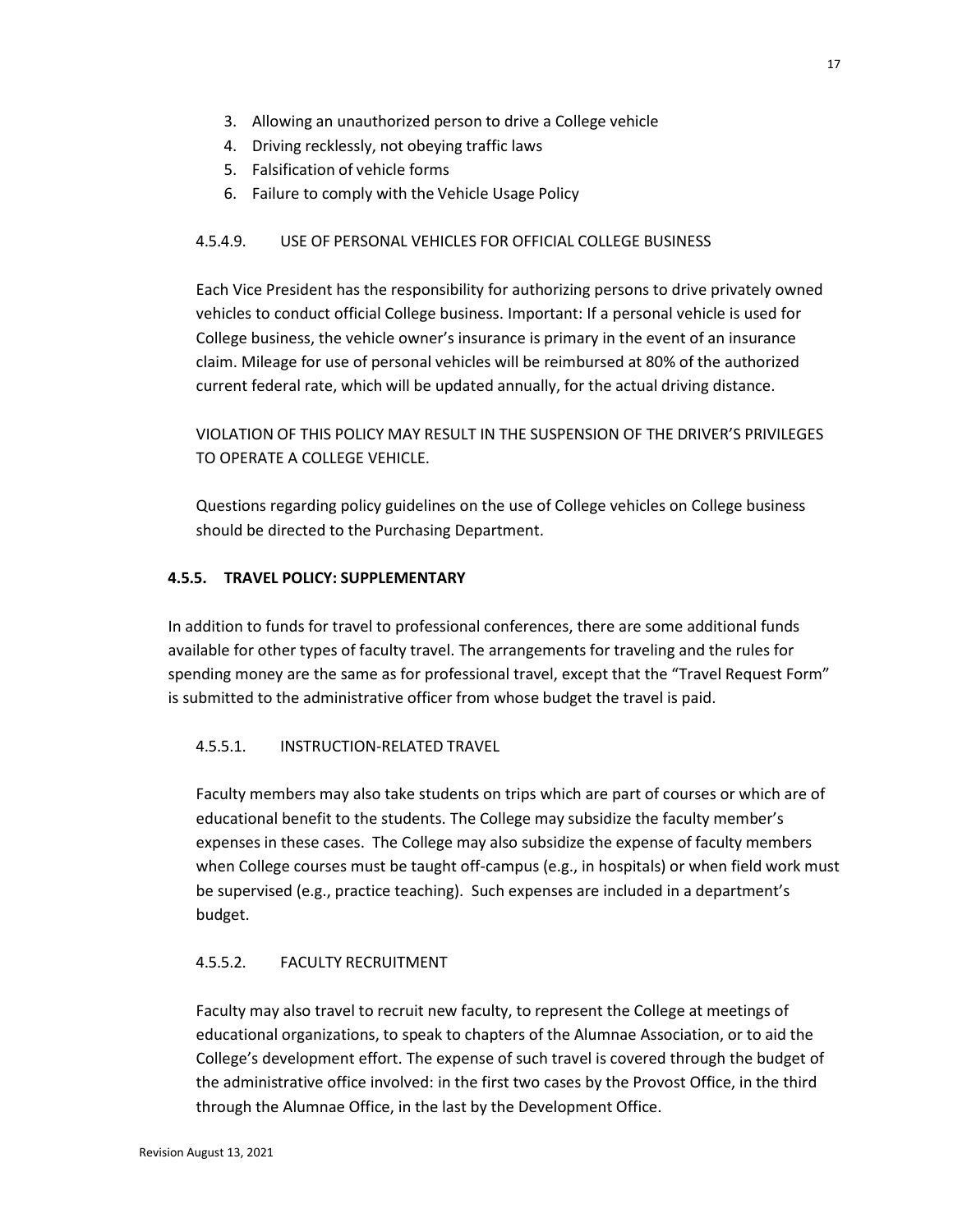3. Allowing an unauthorized person to drive a College vehicle
4. Driving recklessly, not obeying traffic laws
5. Falsification of vehicle forms
6. Failure to comply with the Vehicle Usage Policy

#### 4.5.4.9. USE OF PERSONAL VEHICLES FOR OFFICIAL COLLEGE BUSINESS

Each Vice President has the responsibility for authorizing persons to drive privately owned vehicles to conduct official College business. Important: If a personal vehicle is used for College business, the vehicle owner's insurance is primary in the event of an insurance claim. Mileage for use of personal vehicles will be reimbursed at 80% of the authorized current federal rate, which will be updated annually, for the actual driving distance.

VIOLATION OF THIS POLICY MAY RESULT IN THE SUSPENSION OF THE DRIVER'S PRIVILEGES TO OPERATE A COLLEGE VEHICLE.

Questions regarding policy guidelines on the use of College vehicles on College business should be directed to the Purchasing Department.

### 4.5.5. TRAVEL POLICY: SUPPLEMENTARY

In addition to funds for travel to professional conferences, there are some additional funds available for other types of faculty travel. The arrangements for traveling and the rules for spending money are the same as for professional travel, except that the "Travel Request Form" is submitted to the administrative officer from whose budget the travel is paid.

#### 4.5.5.1. INSTRUCTION-RELATED TRAVEL

Faculty members may also take students on trips which are part of courses or which are of educational benefit to the students. The College may subsidize the faculty member's expenses in these cases. The College may also subsidize the expense of faculty members when College courses must be taught off-campus (e.g., in hospitals) or when field work must be supervised (e.g., practice teaching). Such expenses are included in a department's budget.

#### 4.5.5.2. FACULTY RECRUITMENT

Faculty may also travel to recruit new faculty, to represent the College at meetings of educational organizations, to speak to chapters of the Alumnae Association, or to aid the College's development effort. The expense of such travel is covered through the budget of the administrative office involved: in the first two cases by the Provost Office, in the third through the Alumnae Office, in the last by the Development Office.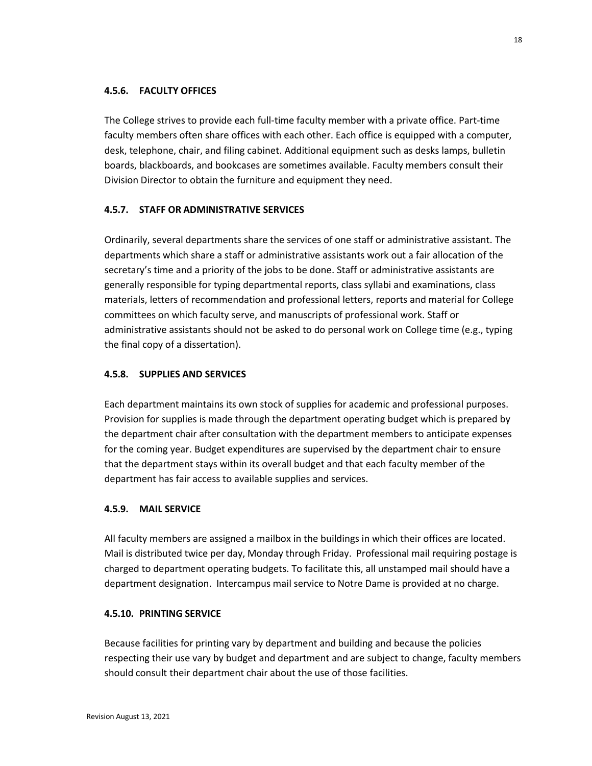### 4.5.6. FACULTY OFFICES

The College strives to provide each full-time faculty member with a private office. Part-time faculty members often share offices with each other. Each office is equipped with a computer, desk, telephone, chair, and filing cabinet. Additional equipment such as desks lamps, bulletin boards, blackboards, and bookcases are sometimes available. Faculty members consult their Division Director to obtain the furniture and equipment they need.

### 4.5.7. STAFF OR ADMINISTRATIVE SERVICES

Ordinarily, several departments share the services of one staff or administrative assistant. The departments which share a staff or administrative assistants work out a fair allocation of the secretary's time and a priority of the jobs to be done. Staff or administrative assistants are generally responsible for typing departmental reports, class syllabi and examinations, class materials, letters of recommendation and professional letters, reports and material for College committees on which faculty serve, and manuscripts of professional work. Staff or administrative assistants should not be asked to do personal work on College time (e.g., typing the final copy of a dissertation).

### 4.5.8. SUPPLIES AND SERVICES

Each department maintains its own stock of supplies for academic and professional purposes. Provision for supplies is made through the department operating budget which is prepared by the department chair after consultation with the department members to anticipate expenses for the coming year. Budget expenditures are supervised by the department chair to ensure that the department stays within its overall budget and that each faculty member of the department has fair access to available supplies and services.

### 4.5.9. MAIL SERVICE

All faculty members are assigned a mailbox in the buildings in which their offices are located. Mail is distributed twice per day, Monday through Friday. Professional mail requiring postage is charged to department operating budgets. To facilitate this, all unstamped mail should have a department designation. Intercampus mail service to Notre Dame is provided at no charge.

### 4.5.10. PRINTING SERVICE

Because facilities for printing vary by department and building and because the policies respecting their use vary by budget and department and are subject to change, faculty members should consult their department chair about the use of those facilities.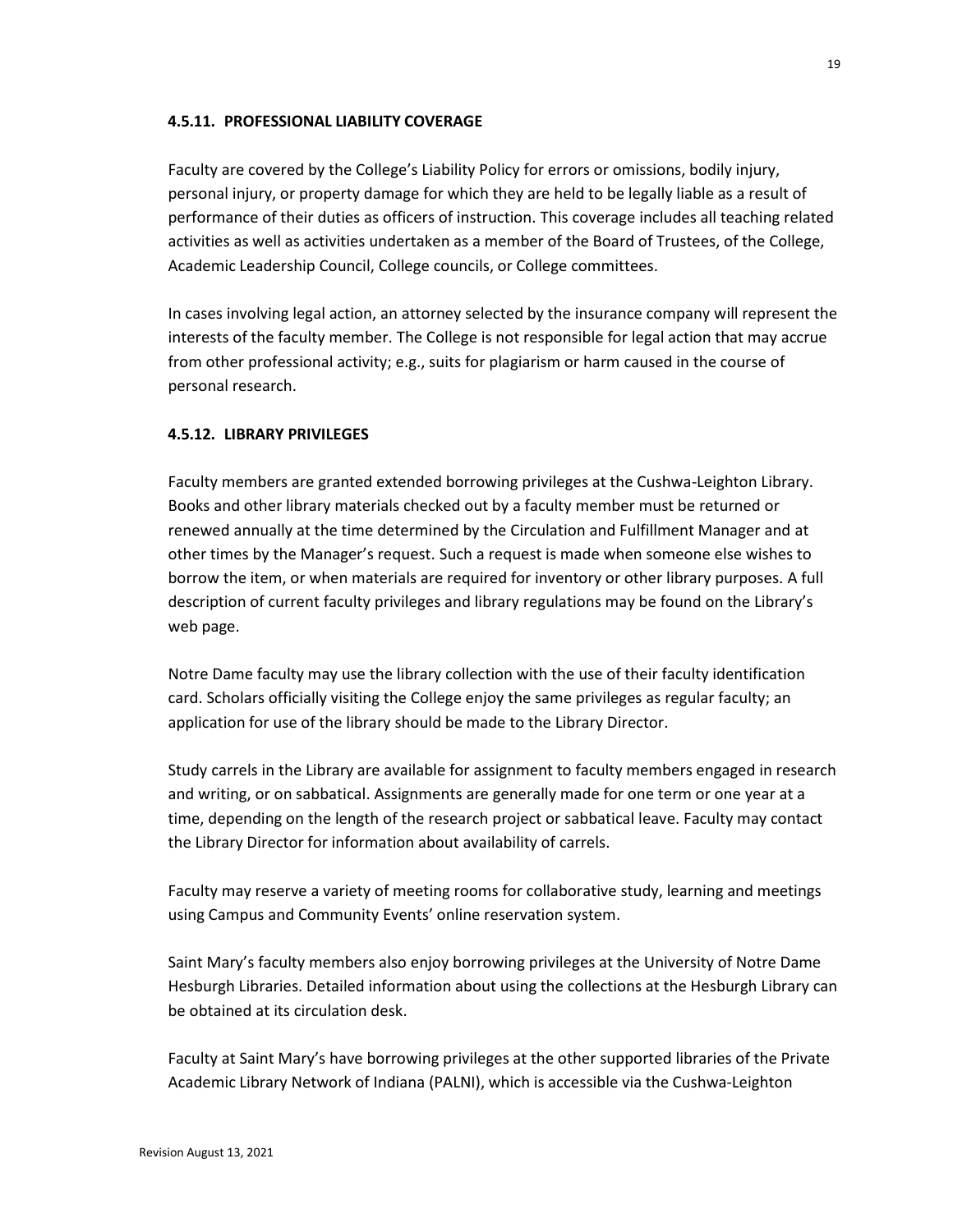#### 4.5.11. PROFESSIONAL LIABILITY COVERAGE

Faculty are covered by the College's Liability Policy for errors or omissions, bodily injury, personal injury, or property damage for which they are held to be legally liable as a result of performance of their duties as officers of instruction. This coverage includes all teaching related activities as well as activities undertaken as a member of the Board of Trustees, of the College, Academic Leadership Council, College councils, or College committees.

In cases involving legal action, an attorney selected by the insurance company will represent the interests of the faculty member. The College is not responsible for legal action that may accrue from other professional activity; e.g., suits for plagiarism or harm caused in the course of personal research.

#### 4.5.12. LIBRARY PRIVILEGES

Faculty members are granted extended borrowing privileges at the Cushwa-Leighton Library. Books and other library materials checked out by a faculty member must be returned or renewed annually at the time determined by the Circulation and Fulfillment Manager and at other times by the Manager's request. Such a request is made when someone else wishes to borrow the item, or when materials are required for inventory or other library purposes. A full description of current faculty privileges and library regulations may be found on the Library's web page.

Notre Dame faculty may use the library collection with the use of their faculty identification card. Scholars officially visiting the College enjoy the same privileges as regular faculty; an application for use of the library should be made to the Library Director.

Study carrels in the Library are available for assignment to faculty members engaged in research and writing, or on sabbatical. Assignments are generally made for one term or one year at a time, depending on the length of the research project or sabbatical leave. Faculty may contact the Library Director for information about availability of carrels.

Faculty may reserve a variety of meeting rooms for collaborative study, learning and meetings using Campus and Community Events' online reservation system.

Saint Mary's faculty members also enjoy borrowing privileges at the University of Notre Dame Hesburgh Libraries. Detailed information about using the collections at the Hesburgh Library can be obtained at its circulation desk.

Faculty at Saint Mary's have borrowing privileges at the other supported libraries of the Private Academic Library Network of Indiana (PALNI), which is accessible via the Cushwa-Leighton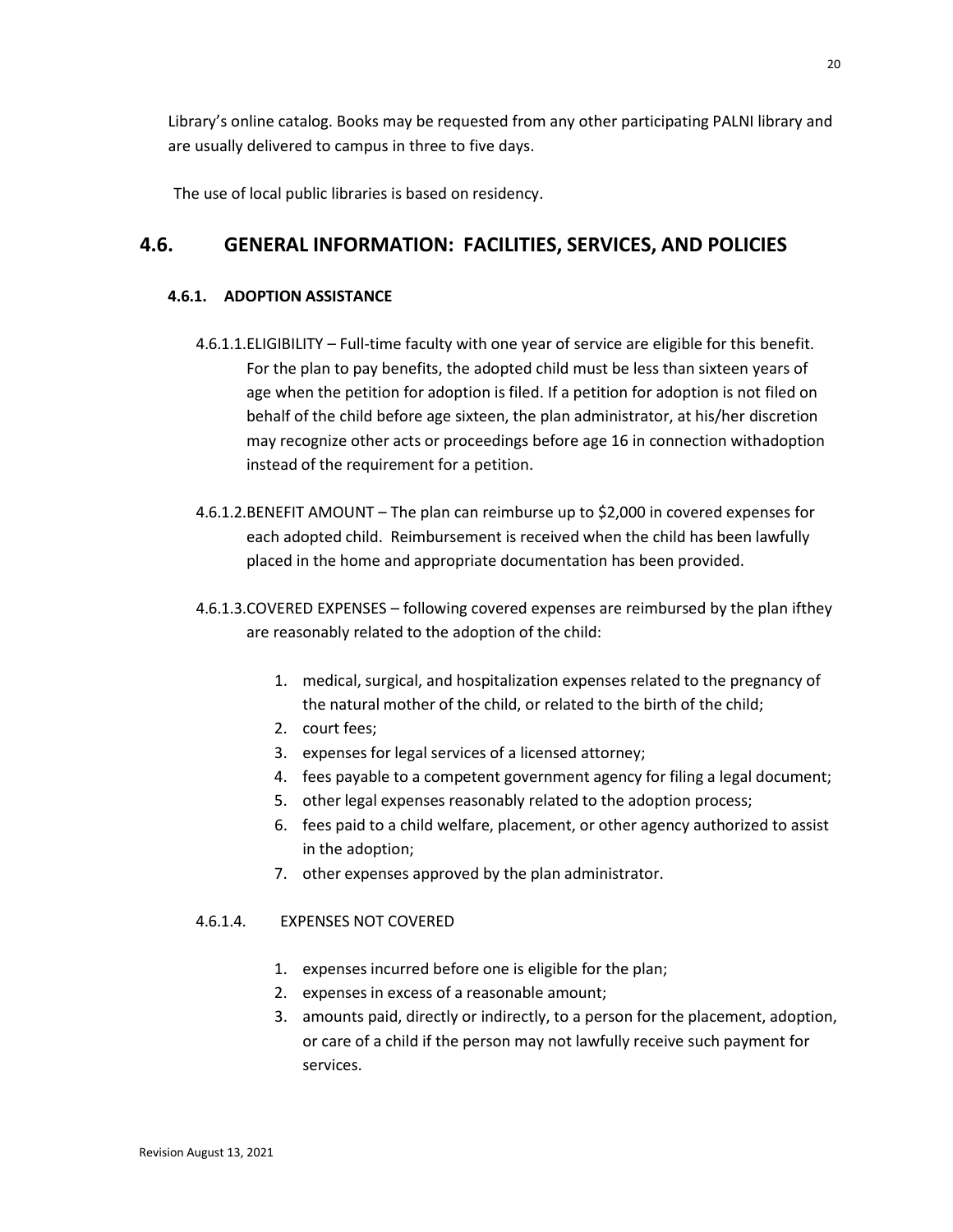Library's online catalog. Books may be requested from any other participating PALNI library and are usually delivered to campus in three to five days.

The use of local public libraries is based on residency.

## 4.6. GENERAL INFORMATION: FACILITIES, SERVICES, AND POLICIES

### 4.6.1. ADOPTION ASSISTANCE

4.6.1.1. ELIGIBILITY – Full-time faculty with one year of service are eligible for this benefit. For the plan to pay benefits, the adopted child must be less than sixteen years of age when the petition for adoption is filed. If a petition for adoption is not filed on behalf of the child before age sixteen, the plan administrator, at his/her discretion may recognize other acts or proceedings before age 16 in connection withadoption instead of the requirement for a petition.

4.6.1.2. BENEFIT AMOUNT – The plan can reimburse up to $2,000 in covered expenses for each adopted child. Reimbursement is received when the child has been lawfully placed in the home and appropriate documentation has been provided.

4.6.1.3. COVERED EXPENSES – following covered expenses are reimbursed by the plan ifthey are reasonably related to the adoption of the child:

1. medical, surgical, and hospitalization expenses related to the pregnancy of the natural mother of the child, or related to the birth of the child;
2. court fees;
3. expenses for legal services of a licensed attorney;
4. fees payable to a competent government agency for filing a legal document;
5. other legal expenses reasonably related to the adoption process;
6. fees paid to a child welfare, placement, or other agency authorized to assist in the adoption;
7. other expenses approved by the plan administrator.

4.6.1.4. EXPENSES NOT COVERED

1. expenses incurred before one is eligible for the plan;
2. expenses in excess of a reasonable amount;
3. amounts paid, directly or indirectly, to a person for the placement, adoption, or care of a child if the person may not lawfully receive such payment for services.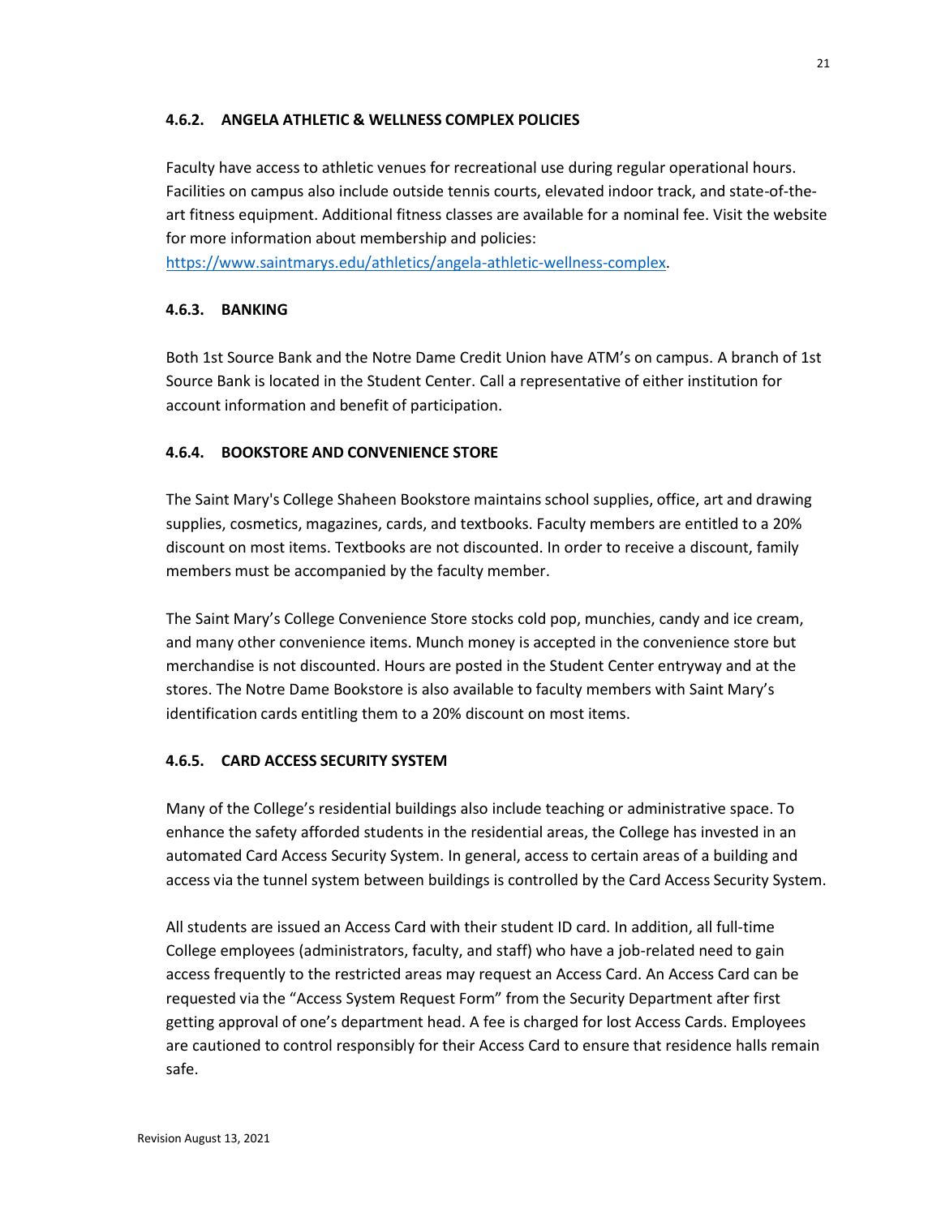### 4.6.2. ANGELA ATHLETIC & WELLNESS COMPLEX POLICIES

Faculty have access to athletic venues for recreational use during regular operational hours. Facilities on campus also include outside tennis courts, elevated indoor track, and state-of-the-art fitness equipment. Additional fitness classes are available for a nominal fee. Visit the website for more information about membership and policies: [https://www.saintmarys.edu/athletics/angela-athletic-wellness-complex](https://www.saintmarys.edu/athletics/angela-athletic-wellness-complex).

### 4.6.3. BANKING

Both 1st Source Bank and the Notre Dame Credit Union have ATM's on campus. A branch of 1st Source Bank is located in the Student Center. Call a representative of either institution for account information and benefit of participation.

### 4.6.4. BOOKSTORE AND CONVENIENCE STORE

The Saint Mary's College Shaheen Bookstore maintains school supplies, office, art and drawing supplies, cosmetics, magazines, cards, and textbooks. Faculty members are entitled to a 20% discount on most items. Textbooks are not discounted. In order to receive a discount, family members must be accompanied by the faculty member.

The Saint Mary's College Convenience Store stocks cold pop, munchies, candy and ice cream, and many other convenience items. Munch money is accepted in the convenience store but merchandise is not discounted. Hours are posted in the Student Center entryway and at the stores. The Notre Dame Bookstore is also available to faculty members with Saint Mary's identification cards entitling them to a 20% discount on most items.

### 4.6.5. CARD ACCESS SECURITY SYSTEM

Many of the College's residential buildings also include teaching or administrative space. To enhance the safety afforded students in the residential areas, the College has invested in an automated Card Access Security System. In general, access to certain areas of a building and access via the tunnel system between buildings is controlled by the Card Access Security System.

All students are issued an Access Card with their student ID card. In addition, all full-time College employees (administrators, faculty, and staff) who have a job-related need to gain access frequently to the restricted areas may request an Access Card. An Access Card can be requested via the "Access System Request Form" from the Security Department after first getting approval of one's department head. A fee is charged for lost Access Cards. Employees are cautioned to control responsibly for their Access Card to ensure that residence halls remain safe.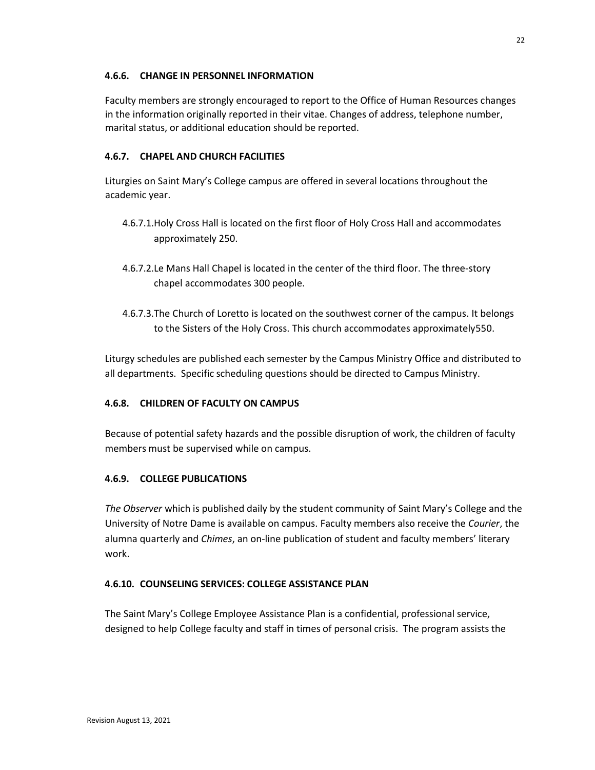#### 4.6.6. CHANGE IN PERSONNEL INFORMATION

Faculty members are strongly encouraged to report to the Office of Human Resources changes in the information originally reported in their vitae. Changes of address, telephone number, marital status, or additional education should be reported.

#### 4.6.7. CHAPEL AND CHURCH FACILITIES

Liturgies on Saint Mary's College campus are offered in several locations throughout the academic year.

4.6.7.1. Holy Cross Hall is located on the first floor of Holy Cross Hall and accommodates approximately 250.

4.6.7.2. Le Mans Hall Chapel is located in the center of the third floor. The three-story chapel accommodates 300 people.

4.6.7.3. The Church of Loretto is located on the southwest corner of the campus. It belongs to the Sisters of the Holy Cross. This church accommodates approximately550.

Liturgy schedules are published each semester by the Campus Ministry Office and distributed to all departments. Specific scheduling questions should be directed to Campus Ministry.

#### 4.6.8. CHILDREN OF FACULTY ON CAMPUS

Because of potential safety hazards and the possible disruption of work, the children of faculty members must be supervised while on campus.

#### 4.6.9. COLLEGE PUBLICATIONS

*The Observer* which is published daily by the student community of Saint Mary's College and the University of Notre Dame is available on campus. Faculty members also receive the *Courier*, the alumna quarterly and *Chimes*, an on-line publication of student and faculty members' literary work.

#### 4.6.10. COUNSELING SERVICES: COLLEGE ASSISTANCE PLAN

The Saint Mary's College Employee Assistance Plan is a confidential, professional service, designed to help College faculty and staff in times of personal crisis. The program assists the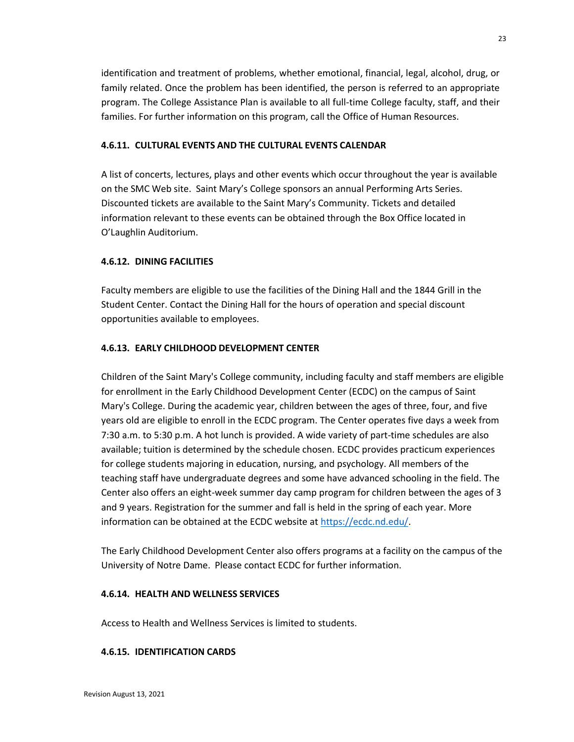identification and treatment of problems, whether emotional, financial, legal, alcohol, drug, or family related. Once the problem has been identified, the person is referred to an appropriate program. The College Assistance Plan is available to all full-time College faculty, staff, and their families. For further information on this program, call the Office of Human Resources.

#### 4.6.11. CULTURAL EVENTS AND THE CULTURAL EVENTS CALENDAR

A list of concerts, lectures, plays and other events which occur throughout the year is available on the SMC Web site. Saint Mary's College sponsors an annual Performing Arts Series. Discounted tickets are available to the Saint Mary's Community. Tickets and detailed information relevant to these events can be obtained through the Box Office located in O'Laughlin Auditorium.

#### 4.6.12. DINING FACILITIES

Faculty members are eligible to use the facilities of the Dining Hall and the 1844 Grill in the Student Center. Contact the Dining Hall for the hours of operation and special discount opportunities available to employees.

#### 4.6.13. EARLY CHILDHOOD DEVELOPMENT CENTER

Children of the Saint Mary's College community, including faculty and staff members are eligible for enrollment in the Early Childhood Development Center (ECDC) on the campus of Saint Mary's College. During the academic year, children between the ages of three, four, and five years old are eligible to enroll in the ECDC program. The Center operates five days a week from 7:30 a.m. to 5:30 p.m. A hot lunch is provided. A wide variety of part-time schedules are also available; tuition is determined by the schedule chosen. ECDC provides practicum experiences for college students majoring in education, nursing, and psychology. All members of the teaching staff have undergraduate degrees and some have advanced schooling in the field. The Center also offers an eight-week summer day camp program for children between the ages of 3 and 9 years. Registration for the summer and fall is held in the spring of each year. More information can be obtained at the ECDC website at [https://ecdc.nd.edu/](https://ecdc.nd.edu/).

The Early Childhood Development Center also offers programs at a facility on the campus of the University of Notre Dame. Please contact ECDC for further information.

#### 4.6.14. HEALTH AND WELLNESS SERVICES

Access to Health and Wellness Services is limited to students.

#### 4.6.15. IDENTIFICATION CARDS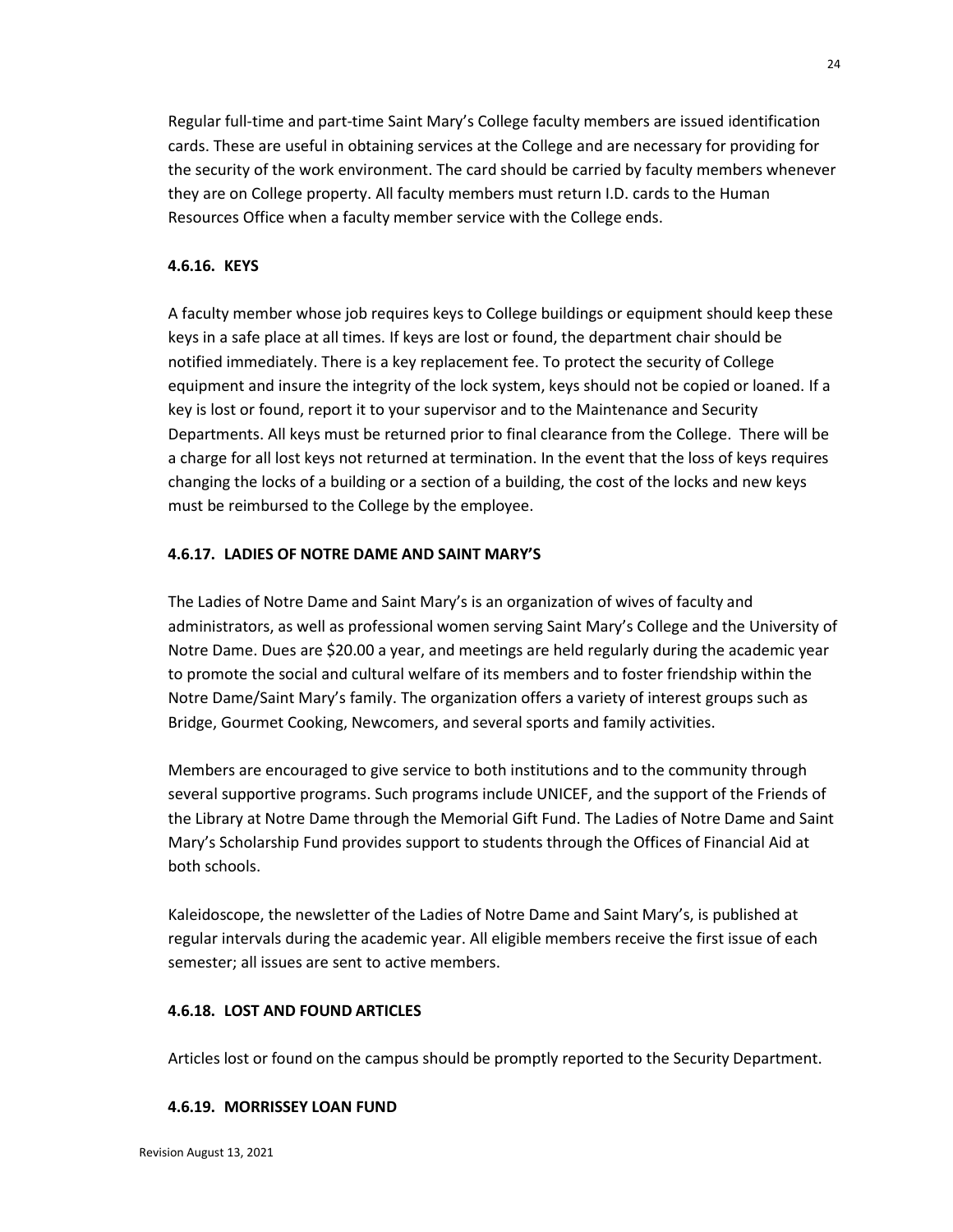Regular full-time and part-time Saint Mary's College faculty members are issued identification cards. These are useful in obtaining services at the College and are necessary for providing for the security of the work environment. The card should be carried by faculty members whenever they are on College property. All faculty members must return I.D. cards to the Human Resources Office when a faculty member service with the College ends.

#### 4.6.16. KEYS

A faculty member whose job requires keys to College buildings or equipment should keep these keys in a safe place at all times. If keys are lost or found, the department chair should be notified immediately. There is a key replacement fee. To protect the security of College equipment and insure the integrity of the lock system, keys should not be copied or loaned. If a key is lost or found, report it to your supervisor and to the Maintenance and Security Departments. All keys must be returned prior to final clearance from the College. There will be a charge for all lost keys not returned at termination. In the event that the loss of keys requires changing the locks of a building or a section of a building, the cost of the locks and new keys must be reimbursed to the College by the employee.

#### 4.6.17. LADIES OF NOTRE DAME AND SAINT MARY'S

The Ladies of Notre Dame and Saint Mary's is an organization of wives of faculty and administrators, as well as professional women serving Saint Mary's College and the University of Notre Dame. Dues are $20.00 a year, and meetings are held regularly during the academic year to promote the social and cultural welfare of its members and to foster friendship within the Notre Dame/Saint Mary's family. The organization offers a variety of interest groups such as Bridge, Gourmet Cooking, Newcomers, and several sports and family activities.

Members are encouraged to give service to both institutions and to the community through several supportive programs. Such programs include UNICEF, and the support of the Friends of the Library at Notre Dame through the Memorial Gift Fund. The Ladies of Notre Dame and Saint Mary's Scholarship Fund provides support to students through the Offices of Financial Aid at both schools.

Kaleidoscope, the newsletter of the Ladies of Notre Dame and Saint Mary's, is published at regular intervals during the academic year. All eligible members receive the first issue of each semester; all issues are sent to active members.

#### 4.6.18. LOST AND FOUND ARTICLES

Articles lost or found on the campus should be promptly reported to the Security Department.

#### 4.6.19. MORRISSEY LOAN FUND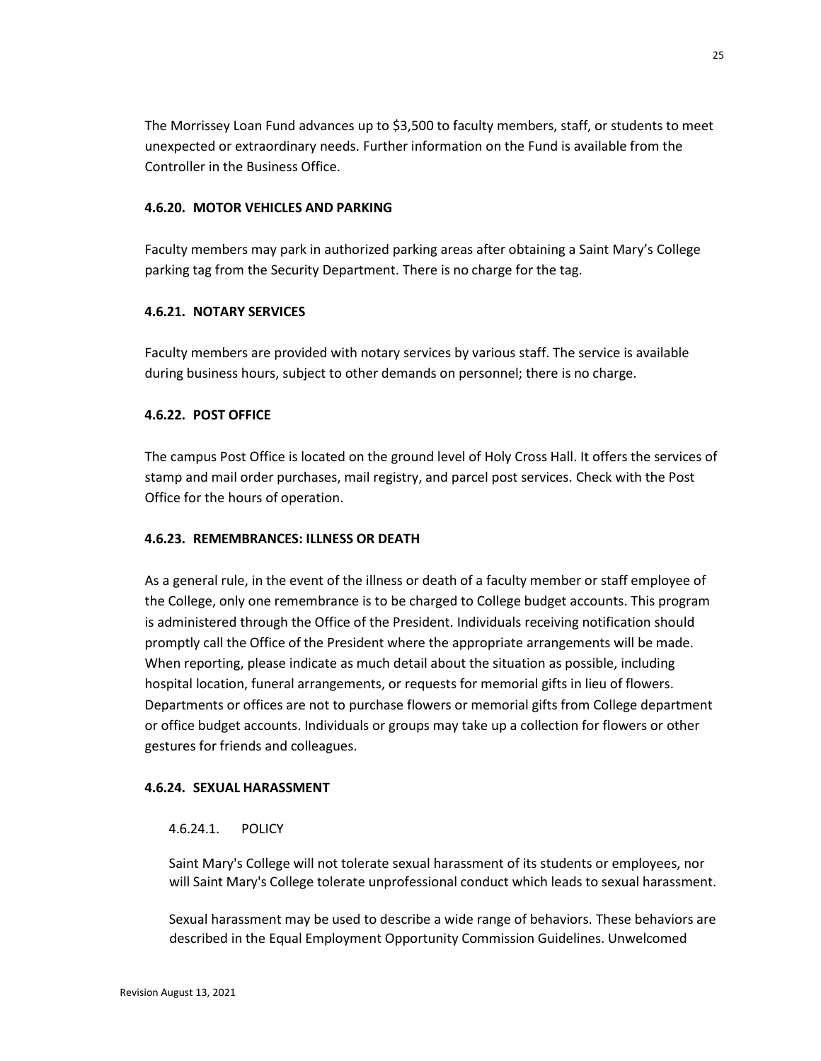The Morrissey Loan Fund advances up to $3,500 to faculty members, staff, or students to meet unexpected or extraordinary needs. Further information on the Fund is available from the Controller in the Business Office.

### 4.6.20. MOTOR VEHICLES AND PARKING

Faculty members may park in authorized parking areas after obtaining a Saint Mary's College parking tag from the Security Department. There is no charge for the tag.

### 4.6.21. NOTARY SERVICES

Faculty members are provided with notary services by various staff. The service is available during business hours, subject to other demands on personnel; there is no charge.

### 4.6.22. POST OFFICE

The campus Post Office is located on the ground level of Holy Cross Hall. It offers the services of stamp and mail order purchases, mail registry, and parcel post services. Check with the Post Office for the hours of operation.

### 4.6.23. REMEMBRANCES: ILLNESS OR DEATH

As a general rule, in the event of the illness or death of a faculty member or staff employee of the College, only one remembrance is to be charged to College budget accounts. This program is administered through the Office of the President. Individuals receiving notification should promptly call the Office of the President where the appropriate arrangements will be made. When reporting, please indicate as much detail about the situation as possible, including hospital location, funeral arrangements, or requests for memorial gifts in lieu of flowers. Departments or offices are not to purchase flowers or memorial gifts from College department or office budget accounts. Individuals or groups may take up a collection for flowers or other gestures for friends and colleagues.

### 4.6.24. SEXUAL HARASSMENT

#### 4.6.24.1. POLICY

Saint Mary's College will not tolerate sexual harassment of its students or employees, nor will Saint Mary's College tolerate unprofessional conduct which leads to sexual harassment.

Sexual harassment may be used to describe a wide range of behaviors. These behaviors are described in the Equal Employment Opportunity Commission Guidelines. Unwelcomed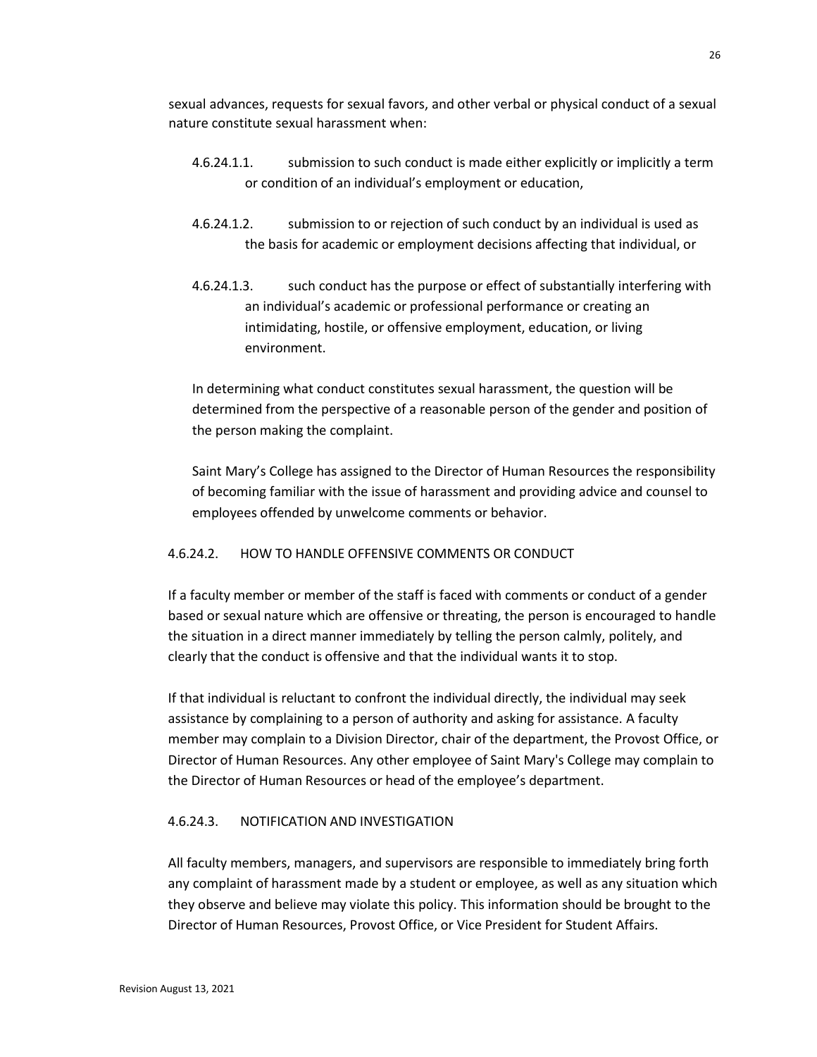sexual advances, requests for sexual favors, and other verbal or physical conduct of a sexual nature constitute sexual harassment when:

4.6.24.1.1. submission to such conduct is made either explicitly or implicitly a term or condition of an individual's employment or education,

4.6.24.1.2. submission to or rejection of such conduct by an individual is used as the basis for academic or employment decisions affecting that individual, or

4.6.24.1.3. such conduct has the purpose or effect of substantially interfering with an individual's academic or professional performance or creating an intimidating, hostile, or offensive employment, education, or living environment.

In determining what conduct constitutes sexual harassment, the question will be determined from the perspective of a reasonable person of the gender and position of the person making the complaint.

Saint Mary's College has assigned to the Director of Human Resources the responsibility of becoming familiar with the issue of harassment and providing advice and counsel to employees offended by unwelcome comments or behavior.

### 4.6.24.2. HOW TO HANDLE OFFENSIVE COMMENTS OR CONDUCT

If a faculty member or member of the staff is faced with comments or conduct of a gender based or sexual nature which are offensive or threating, the person is encouraged to handle the situation in a direct manner immediately by telling the person calmly, politely, and clearly that the conduct is offensive and that the individual wants it to stop.

If that individual is reluctant to confront the individual directly, the individual may seek assistance by complaining to a person of authority and asking for assistance. A faculty member may complain to a Division Director, chair of the department, the Provost Office, or Director of Human Resources. Any other employee of Saint Mary's College may complain to the Director of Human Resources or head of the employee's department.

### 4.6.24.3. NOTIFICATION AND INVESTIGATION

All faculty members, managers, and supervisors are responsible to immediately bring forth any complaint of harassment made by a student or employee, as well as any situation which they observe and believe may violate this policy. This information should be brought to the Director of Human Resources, Provost Office, or Vice President for Student Affairs.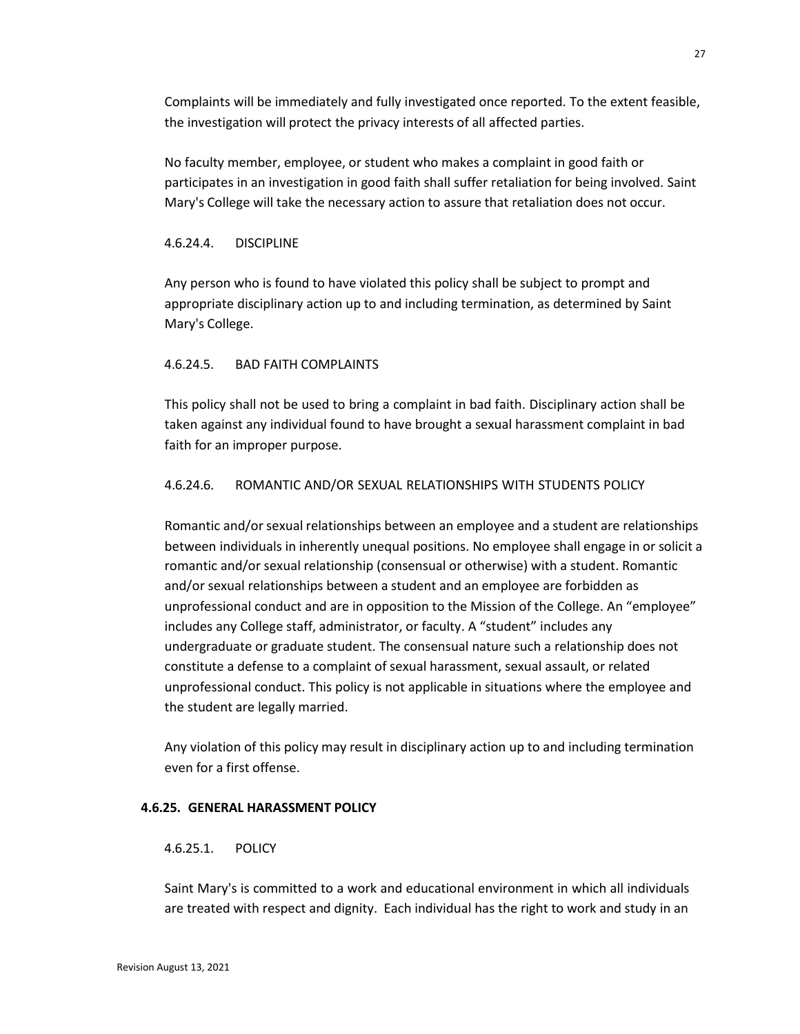Complaints will be immediately and fully investigated once reported. To the extent feasible, the investigation will protect the privacy interests of all affected parties.

No faculty member, employee, or student who makes a complaint in good faith or participates in an investigation in good faith shall suffer retaliation for being involved. Saint Mary's College will take the necessary action to assure that retaliation does not occur.

#### 4.6.24.4. DISCIPLINE

Any person who is found to have violated this policy shall be subject to prompt and appropriate disciplinary action up to and including termination, as determined by Saint Mary's College.

#### 4.6.24.5. BAD FAITH COMPLAINTS

This policy shall not be used to bring a complaint in bad faith. Disciplinary action shall be taken against any individual found to have brought a sexual harassment complaint in bad faith for an improper purpose.

#### 4.6.24.6. ROMANTIC AND/OR SEXUAL RELATIONSHIPS WITH STUDENTS POLICY

Romantic and/or sexual relationships between an employee and a student are relationships between individuals in inherently unequal positions. No employee shall engage in or solicit a romantic and/or sexual relationship (consensual or otherwise) with a student. Romantic and/or sexual relationships between a student and an employee are forbidden as unprofessional conduct and are in opposition to the Mission of the College. An "employee" includes any College staff, administrator, or faculty. A "student" includes any undergraduate or graduate student. The consensual nature such a relationship does not constitute a defense to a complaint of sexual harassment, sexual assault, or related unprofessional conduct. This policy is not applicable in situations where the employee and the student are legally married.

Any violation of this policy may result in disciplinary action up to and including termination even for a first offense.

### 4.6.25. GENERAL HARASSMENT POLICY

#### 4.6.25.1. POLICY

Saint Mary's is committed to a work and educational environment in which all individuals are treated with respect and dignity. Each individual has the right to work and study in an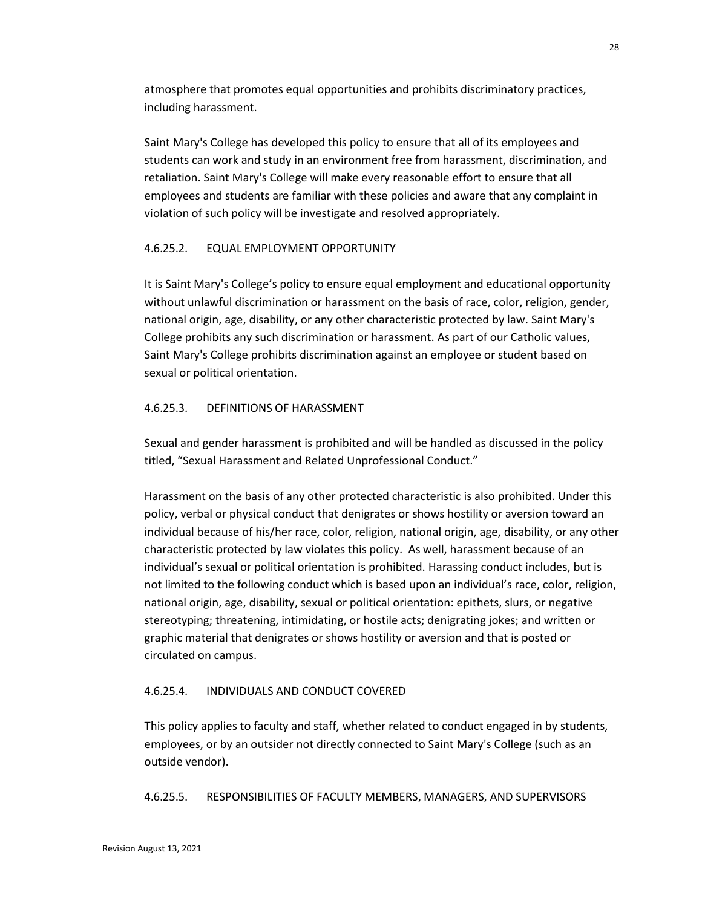atmosphere that promotes equal opportunities and prohibits discriminatory practices, including harassment.

Saint Mary's College has developed this policy to ensure that all of its employees and students can work and study in an environment free from harassment, discrimination, and retaliation. Saint Mary's College will make every reasonable effort to ensure that all employees and students are familiar with these policies and aware that any complaint in violation of such policy will be investigate and resolved appropriately.

### 4.6.25.2. EQUAL EMPLOYMENT OPPORTUNITY

It is Saint Mary's College's policy to ensure equal employment and educational opportunity without unlawful discrimination or harassment on the basis of race, color, religion, gender, national origin, age, disability, or any other characteristic protected by law. Saint Mary's College prohibits any such discrimination or harassment. As part of our Catholic values, Saint Mary's College prohibits discrimination against an employee or student based on sexual or political orientation.

### 4.6.25.3. DEFINITIONS OF HARASSMENT

Sexual and gender harassment is prohibited and will be handled as discussed in the policy titled, "Sexual Harassment and Related Unprofessional Conduct."

Harassment on the basis of any other protected characteristic is also prohibited. Under this policy, verbal or physical conduct that denigrates or shows hostility or aversion toward an individual because of his/her race, color, religion, national origin, age, disability, or any other characteristic protected by law violates this policy. As well, harassment because of an individual's sexual or political orientation is prohibited. Harassing conduct includes, but is not limited to the following conduct which is based upon an individual's race, color, religion, national origin, age, disability, sexual or political orientation: epithets, slurs, or negative stereotyping; threatening, intimidating, or hostile acts; denigrating jokes; and written or graphic material that denigrates or shows hostility or aversion and that is posted or circulated on campus.

### 4.6.25.4. INDIVIDUALS AND CONDUCT COVERED

This policy applies to faculty and staff, whether related to conduct engaged in by students, employees, or by an outsider not directly connected to Saint Mary's College (such as an outside vendor).

### 4.6.25.5. RESPONSIBILITIES OF FACULTY MEMBERS, MANAGERS, AND SUPERVISORS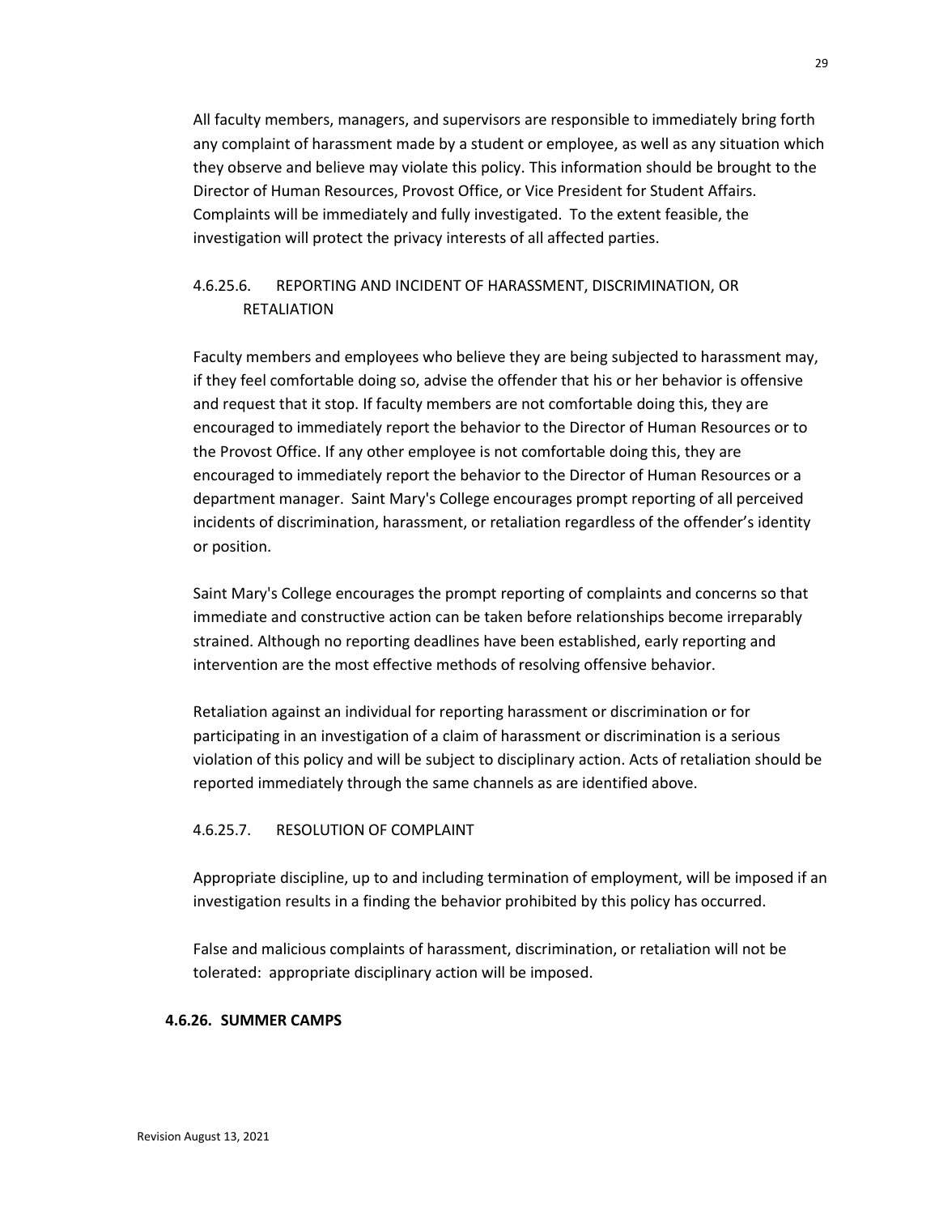All faculty members, managers, and supervisors are responsible to immediately bring forth any complaint of harassment made by a student or employee, as well as any situation which they observe and believe may violate this policy. This information should be brought to the Director of Human Resources, Provost Office, or Vice President for Student Affairs. Complaints will be immediately and fully investigated. To the extent feasible, the investigation will protect the privacy interests of all affected parties.

#### 4.6.25.6. REPORTING AND INCIDENT OF HARASSMENT, DISCRIMINATION, OR RETALIATION

Faculty members and employees who believe they are being subjected to harassment may, if they feel comfortable doing so, advise the offender that his or her behavior is offensive and request that it stop. If faculty members are not comfortable doing this, they are encouraged to immediately report the behavior to the Director of Human Resources or to the Provost Office. If any other employee is not comfortable doing this, they are encouraged to immediately report the behavior to the Director of Human Resources or a department manager. Saint Mary's College encourages prompt reporting of all perceived incidents of discrimination, harassment, or retaliation regardless of the offender's identity or position.

Saint Mary's College encourages the prompt reporting of complaints and concerns so that immediate and constructive action can be taken before relationships become irreparably strained. Although no reporting deadlines have been established, early reporting and intervention are the most effective methods of resolving offensive behavior.

Retaliation against an individual for reporting harassment or discrimination or for participating in an investigation of a claim of harassment or discrimination is a serious violation of this policy and will be subject to disciplinary action. Acts of retaliation should be reported immediately through the same channels as are identified above.

#### 4.6.25.7. RESOLUTION OF COMPLAINT

Appropriate discipline, up to and including termination of employment, will be imposed if an investigation results in a finding the behavior prohibited by this policy has occurred.

False and malicious complaints of harassment, discrimination, or retaliation will not be tolerated: appropriate disciplinary action will be imposed.

### 4.6.26. SUMMER CAMPS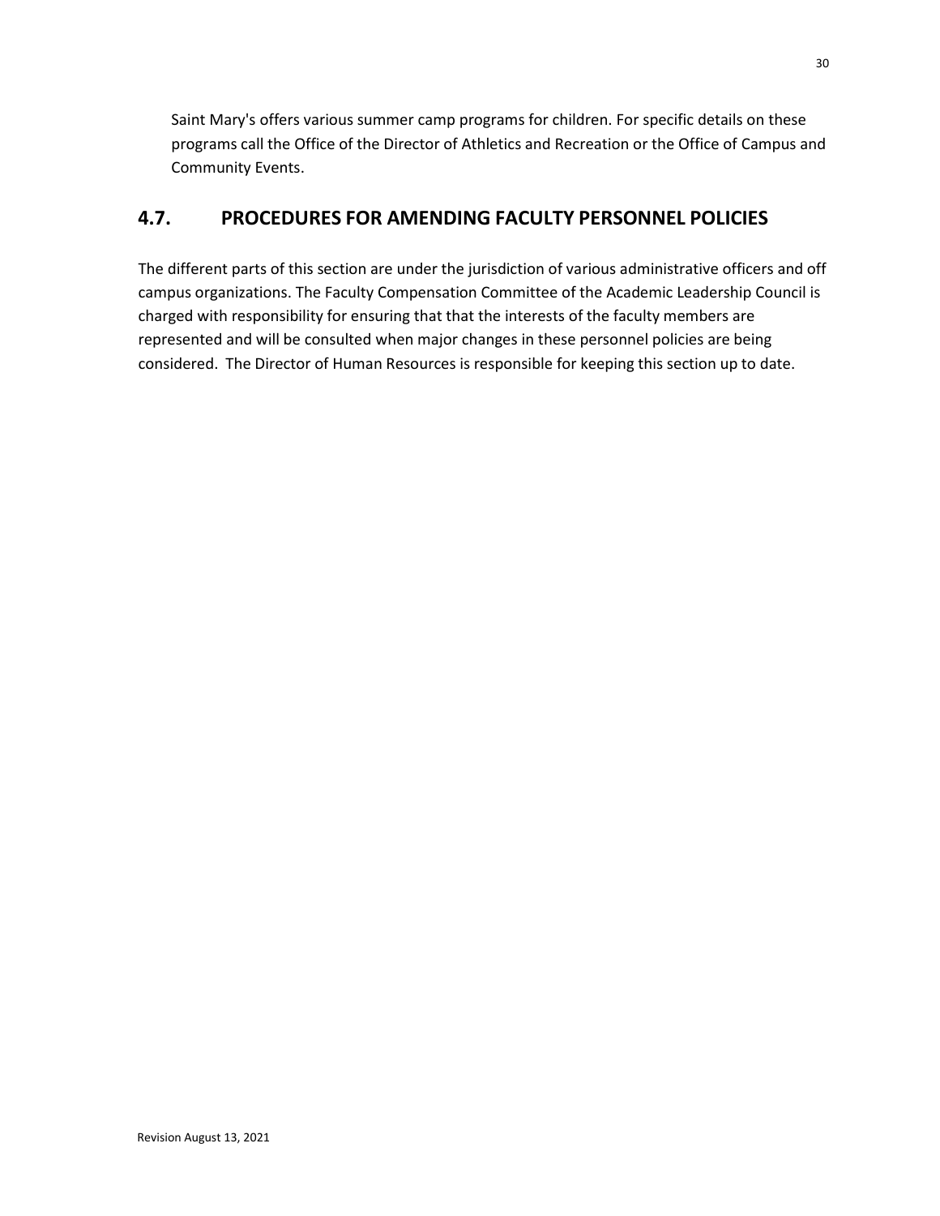Saint Mary's offers various summer camp programs for children. For specific details on these programs call the Office of the Director of Athletics and Recreation or the Office of Campus and Community Events.

## 4.7. PROCEDURES FOR AMENDING FACULTY PERSONNEL POLICIES

The different parts of this section are under the jurisdiction of various administrative officers and off campus organizations. The Faculty Compensation Committee of the Academic Leadership Council is charged with responsibility for ensuring that that the interests of the faculty members are represented and will be consulted when major changes in these personnel policies are being considered. The Director of Human Resources is responsible for keeping this section up to date.